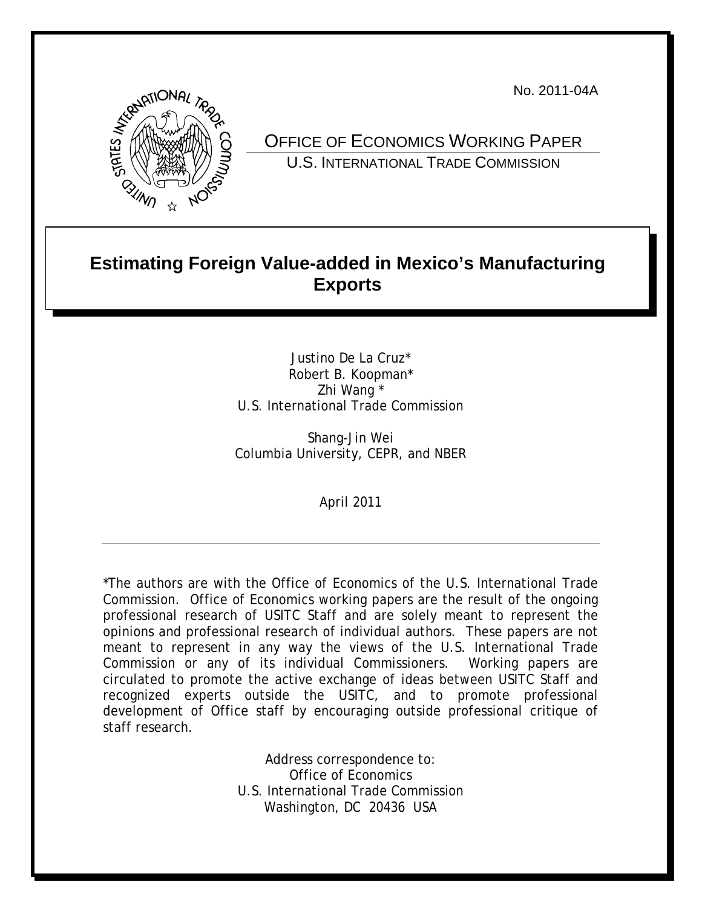No. 2011-04A

OFFICE OF ECONOMICS WORKING PAPER

U.S. INTERNATIONAL TRADE COMMISSION

# Estimating Foreign Value-added in Mexico's Manufacturing Exports

Justino De La Cruz*
Robert B. Koopman*
Zhi Wang *
U.S. International Trade Commission

Shang-Jin Wei
Columbia University, CEPR, and NBER

April 2011

---

*The authors are with the Office of Economics of the U.S. International Trade Commission. Office of Economics working papers are the result of the ongoing professional research of USITC Staff and are solely meant to represent the opinions and professional research of individual authors. These papers are not meant to represent in any way the views of the U.S. International Trade Commission or any of its individual Commissioners. Working papers are circulated to promote the active exchange of ideas between USITC Staff and recognized experts outside the USITC, and to promote professional development of Office staff by encouraging outside professional critique of staff research.

Address correspondence to:
Office of Economics
U.S. International Trade Commission
Washington, DC 20436 USA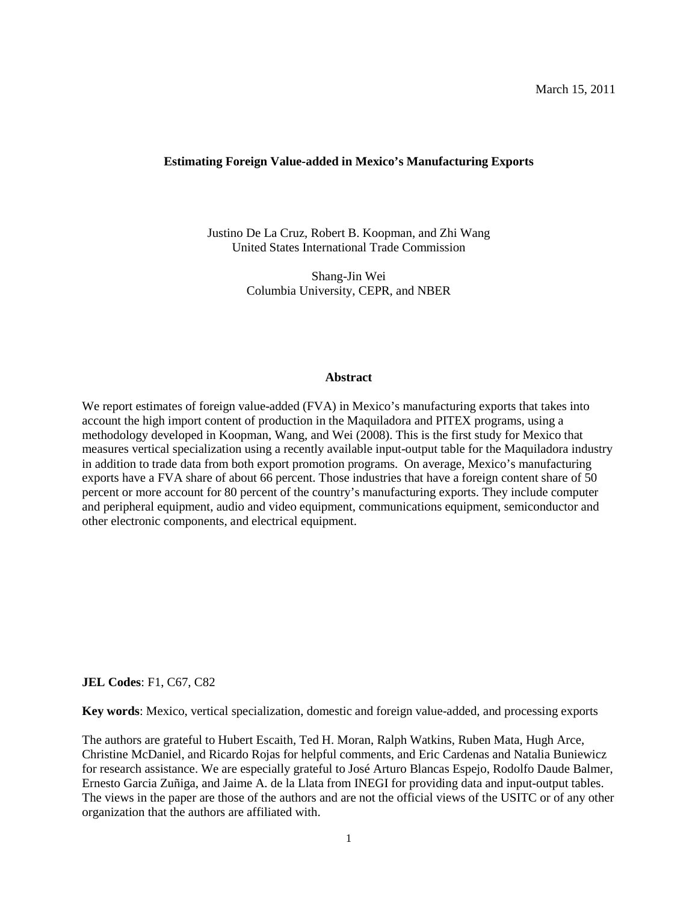March 15, 2011

**Estimating Foreign Value-added in Mexico's Manufacturing Exports**

Justino De La Cruz, Robert B. Koopman, and Zhi Wang
United States International Trade Commission

Shang-Jin Wei
Columbia University, CEPR, and NBER

**Abstract**

We report estimates of foreign value-added (FVA) in Mexico's manufacturing exports that takes into account the high import content of production in the Maquiladora and PITEX programs, using a methodology developed in Koopman, Wang, and Wei (2008). This is the first study for Mexico that measures vertical specialization using a recently available input-output table for the Maquiladora industry in addition to trade data from both export promotion programs. On average, Mexico's manufacturing exports have a FVA share of about 66 percent. Those industries that have a foreign content share of 50 percent or more account for 80 percent of the country's manufacturing exports. They include computer and peripheral equipment, audio and video equipment, communications equipment, semiconductor and other electronic components, and electrical equipment.

**JEL Codes**: F1, C67, C82

**Key words**: Mexico, vertical specialization, domestic and foreign value-added, and processing exports

The authors are grateful to Hubert Escaith, Ted H. Moran, Ralph Watkins, Ruben Mata, Hugh Arce, Christine McDaniel, and Ricardo Rojas for helpful comments, and Eric Cardenas and Natalia Buniewicz for research assistance. We are especially grateful to José Arturo Blancas Espejo, Rodolfo Daude Balmer, Ernesto Garcia Zuñiga, and Jaime A. de la Llata from INEGI for providing data and input-output tables. The views in the paper are those of the authors and are not the official views of the USITC or of any other organization that the authors are affiliated with.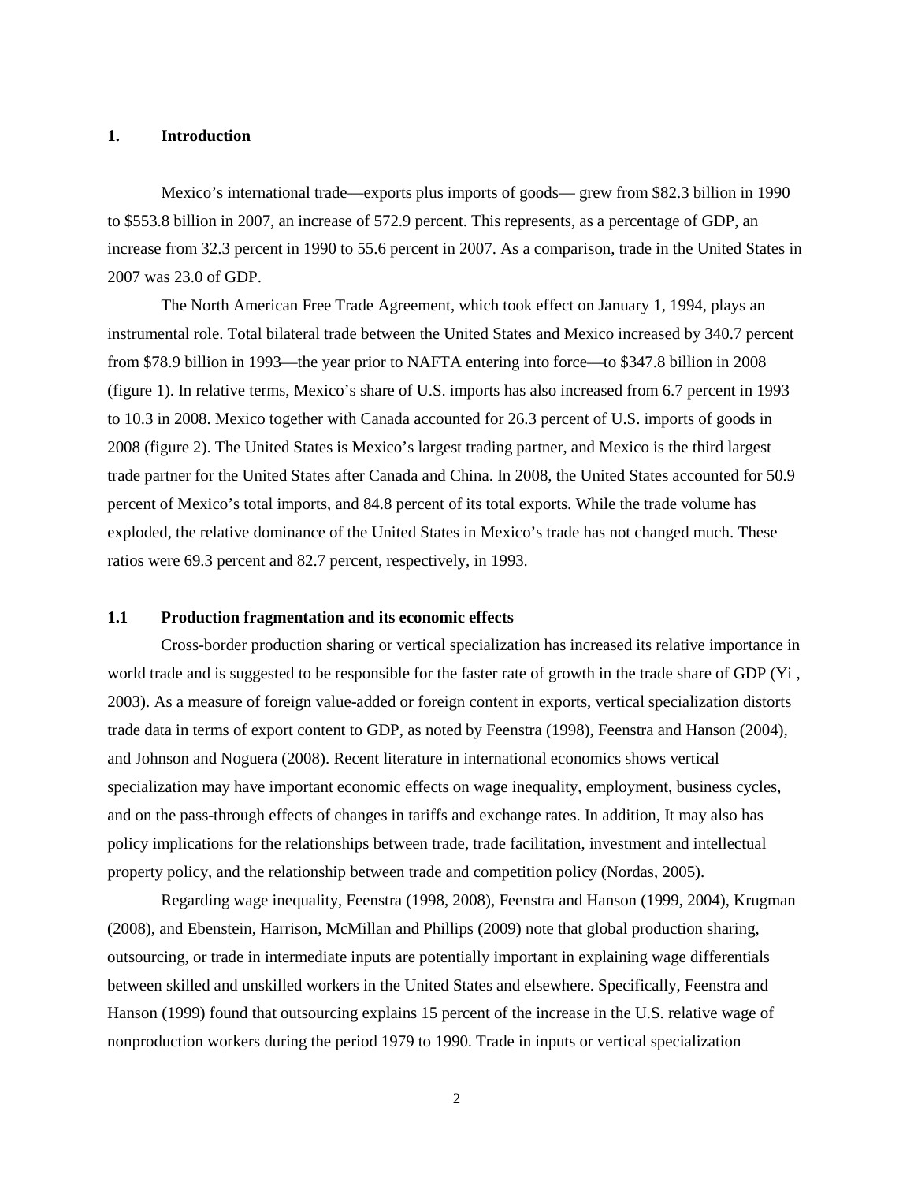## 1. Introduction

Mexico's international trade—exports plus imports of goods— grew from $82.3 billion in 1990 to $553.8 billion in 2007, an increase of 572.9 percent. This represents, as a percentage of GDP, an increase from 32.3 percent in 1990 to 55.6 percent in 2007. As a comparison, trade in the United States in 2007 was 23.0 of GDP.

The North American Free Trade Agreement, which took effect on January 1, 1994, plays an instrumental role. Total bilateral trade between the United States and Mexico increased by 340.7 percent from $78.9 billion in 1993—the year prior to NAFTA entering into force—to $347.8 billion in 2008 (figure 1). In relative terms, Mexico's share of U.S. imports has also increased from 6.7 percent in 1993 to 10.3 in 2008. Mexico together with Canada accounted for 26.3 percent of U.S. imports of goods in 2008 (figure 2). The United States is Mexico's largest trading partner, and Mexico is the third largest trade partner for the United States after Canada and China. In 2008, the United States accounted for 50.9 percent of Mexico's total imports, and 84.8 percent of its total exports. While the trade volume has exploded, the relative dominance of the United States in Mexico's trade has not changed much. These ratios were 69.3 percent and 82.7 percent, respectively, in 1993.

### 1.1 Production fragmentation and its economic effects

Cross-border production sharing or vertical specialization has increased its relative importance in world trade and is suggested to be responsible for the faster rate of growth in the trade share of GDP (Yi , 2003). As a measure of foreign value-added or foreign content in exports, vertical specialization distorts trade data in terms of export content to GDP, as noted by Feenstra (1998), Feenstra and Hanson (2004), and Johnson and Noguera (2008). Recent literature in international economics shows vertical specialization may have important economic effects on wage inequality, employment, business cycles, and on the pass-through effects of changes in tariffs and exchange rates. In addition, It may also has policy implications for the relationships between trade, trade facilitation, investment and intellectual property policy, and the relationship between trade and competition policy (Nordas, 2005).

Regarding wage inequality, Feenstra (1998, 2008), Feenstra and Hanson (1999, 2004), Krugman (2008), and Ebenstein, Harrison, McMillan and Phillips (2009) note that global production sharing, outsourcing, or trade in intermediate inputs are potentially important in explaining wage differentials between skilled and unskilled workers in the United States and elsewhere. Specifically, Feenstra and Hanson (1999) found that outsourcing explains 15 percent of the increase in the U.S. relative wage of nonproduction workers during the period 1979 to 1990. Trade in inputs or vertical specialization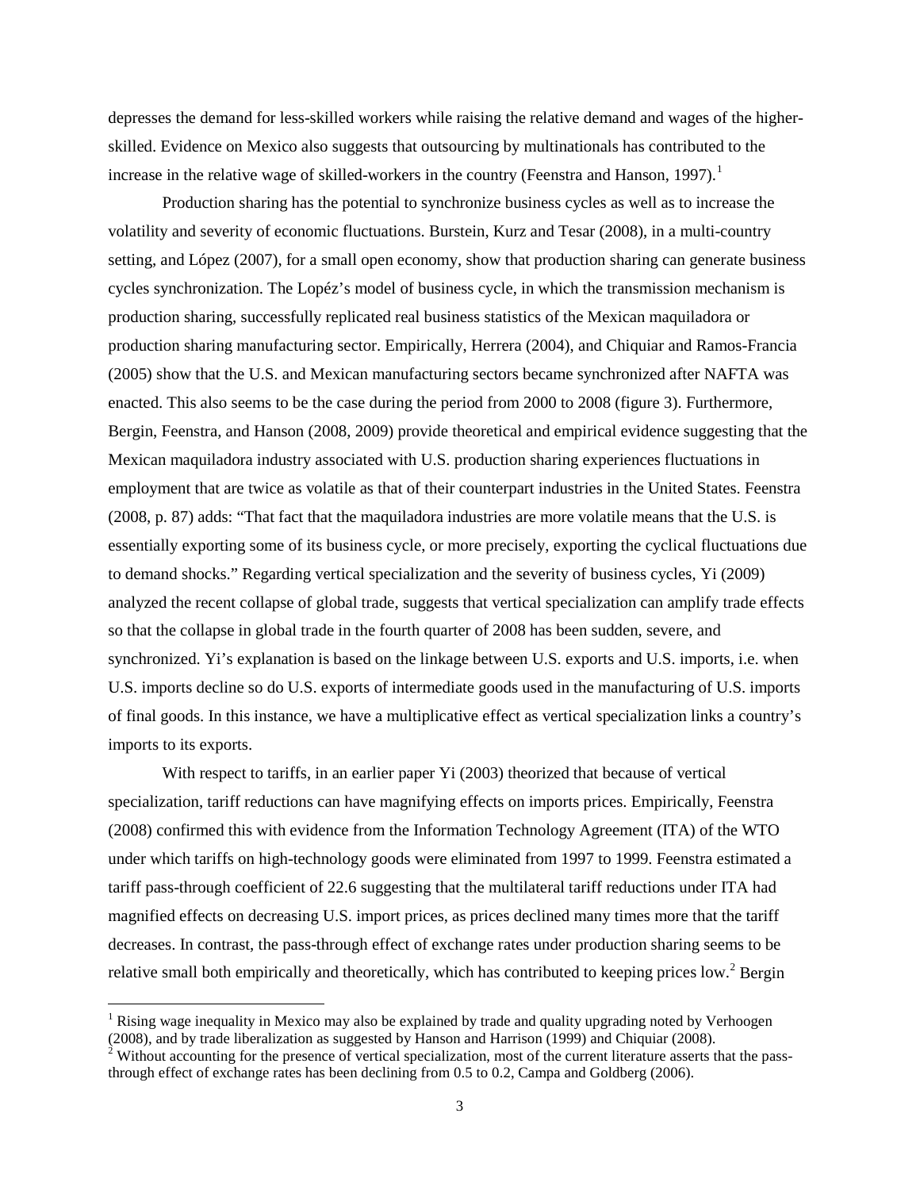depresses the demand for less-skilled workers while raising the relative demand and wages of the higher-skilled. Evidence on Mexico also suggests that outsourcing by multinationals has contributed to the increase in the relative wage of skilled-workers in the country (Feenstra and Hanson, 1997).[1]

Production sharing has the potential to synchronize business cycles as well as to increase the volatility and severity of economic fluctuations. Burstein, Kurz and Tesar (2008), in a multi-country setting, and López (2007), for a small open economy, show that production sharing can generate business cycles synchronization. The Lopéz's model of business cycle, in which the transmission mechanism is production sharing, successfully replicated real business statistics of the Mexican maquiladora or production sharing manufacturing sector. Empirically, Herrera (2004), and Chiquiar and Ramos-Francia (2005) show that the U.S. and Mexican manufacturing sectors became synchronized after NAFTA was enacted. This also seems to be the case during the period from 2000 to 2008 (figure 3). Furthermore, Bergin, Feenstra, and Hanson (2008, 2009) provide theoretical and empirical evidence suggesting that the Mexican maquiladora industry associated with U.S. production sharing experiences fluctuations in employment that are twice as volatile as that of their counterpart industries in the United States. Feenstra (2008, p. 87) adds: "That fact that the maquiladora industries are more volatile means that the U.S. is essentially exporting some of its business cycle, or more precisely, exporting the cyclical fluctuations due to demand shocks." Regarding vertical specialization and the severity of business cycles, Yi (2009) analyzed the recent collapse of global trade, suggests that vertical specialization can amplify trade effects so that the collapse in global trade in the fourth quarter of 2008 has been sudden, severe, and synchronized. Yi's explanation is based on the linkage between U.S. exports and U.S. imports, i.e. when U.S. imports decline so do U.S. exports of intermediate goods used in the manufacturing of U.S. imports of final goods. In this instance, we have a multiplicative effect as vertical specialization links a country's imports to its exports.

With respect to tariffs, in an earlier paper Yi (2003) theorized that because of vertical specialization, tariff reductions can have magnifying effects on imports prices. Empirically, Feenstra (2008) confirmed this with evidence from the Information Technology Agreement (ITA) of the WTO under which tariffs on high-technology goods were eliminated from 1997 to 1999. Feenstra estimated a tariff pass-through coefficient of 22.6 suggesting that the multilateral tariff reductions under ITA had magnified effects on decreasing U.S. import prices, as prices declined many times more that the tariff decreases. In contrast, the pass-through effect of exchange rates under production sharing seems to be relative small both empirically and theoretically, which has contributed to keeping prices low.[2] Bergin

[1] Rising wage inequality in Mexico may also be explained by trade and quality upgrading noted by Verhoogen (2008), and by trade liberalization as suggested by Hanson and Harrison (1999) and Chiquiar (2008).

[2] Without accounting for the presence of vertical specialization, most of the current literature asserts that the pass-through effect of exchange rates has been declining from 0.5 to 0.2, Campa and Goldberg (2006).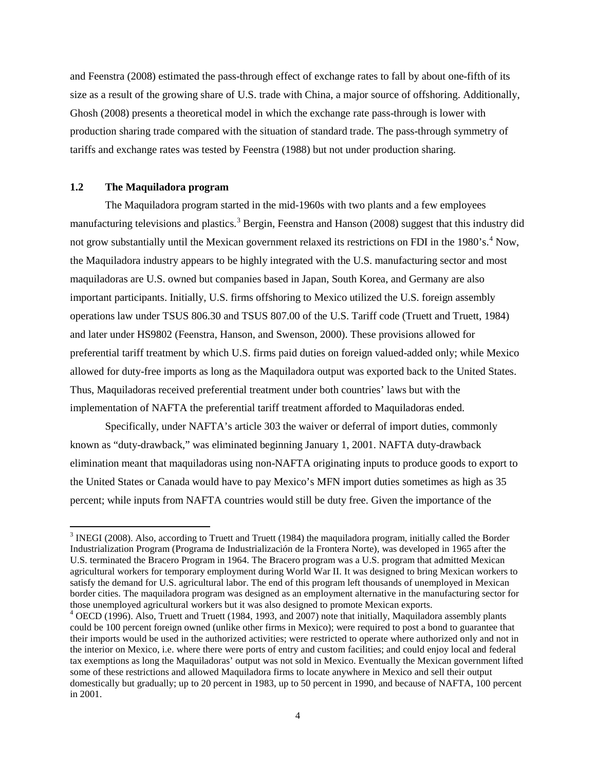and Feenstra (2008) estimated the pass-through effect of exchange rates to fall by about one-fifth of its size as a result of the growing share of U.S. trade with China, a major source of offshoring. Additionally, Ghosh (2008) presents a theoretical model in which the exchange rate pass-through is lower with production sharing trade compared with the situation of standard trade. The pass-through symmetry of tariffs and exchange rates was tested by Feenstra (1988) but not under production sharing.

### 1.2 The Maquiladora program

The Maquiladora program started in the mid-1960s with two plants and a few employees manufacturing televisions and plastics.[3] Bergin, Feenstra and Hanson (2008) suggest that this industry did not grow substantially until the Mexican government relaxed its restrictions on FDI in the 1980's.[4] Now, the Maquiladora industry appears to be highly integrated with the U.S. manufacturing sector and most maquiladoras are U.S. owned but companies based in Japan, South Korea, and Germany are also important participants. Initially, U.S. firms offshoring to Mexico utilized the U.S. foreign assembly operations law under TSUS 806.30 and TSUS 807.00 of the U.S. Tariff code (Truett and Truett, 1984) and later under HS9802 (Feenstra, Hanson, and Swenson, 2000). These provisions allowed for preferential tariff treatment by which U.S. firms paid duties on foreign valued-added only; while Mexico allowed for duty-free imports as long as the Maquiladora output was exported back to the United States. Thus, Maquiladoras received preferential treatment under both countries' laws but with the implementation of NAFTA the preferential tariff treatment afforded to Maquiladoras ended.

Specifically, under NAFTA's article 303 the waiver or deferral of import duties, commonly known as "duty-drawback," was eliminated beginning January 1, 2001. NAFTA duty-drawback elimination meant that maquiladoras using non-NAFTA originating inputs to produce goods to export to the United States or Canada would have to pay Mexico's MFN import duties sometimes as high as 35 percent; while inputs from NAFTA countries would still be duty free. Given the importance of the

---

[3] INEGI (2008). Also, according to Truett and Truett (1984) the maquiladora program, initially called the Border Industrialization Program (Programa de Industrialización de la Frontera Norte), was developed in 1965 after the U.S. terminated the Bracero Program in 1964. The Bracero program was a U.S. program that admitted Mexican agricultural workers for temporary employment during World War II. It was designed to bring Mexican workers to satisfy the demand for U.S. agricultural labor. The end of this program left thousands of unemployed in Mexican border cities. The maquiladora program was designed as an employment alternative in the manufacturing sector for those unemployed agricultural workers but it was also designed to promote Mexican exports.

[4] OECD (1996). Also, Truett and Truett (1984, 1993, and 2007) note that initially, Maquiladora assembly plants could be 100 percent foreign owned (unlike other firms in Mexico); were required to post a bond to guarantee that their imports would be used in the authorized activities; were restricted to operate where authorized only and not in the interior on Mexico, i.e. where there were ports of entry and custom facilities; and could enjoy local and federal tax exemptions as long the Maquiladoras' output was not sold in Mexico. Eventually the Mexican government lifted some of these restrictions and allowed Maquiladora firms to locate anywhere in Mexico and sell their output domestically but gradually; up to 20 percent in 1983, up to 50 percent in 1990, and because of NAFTA, 100 percent in 2001.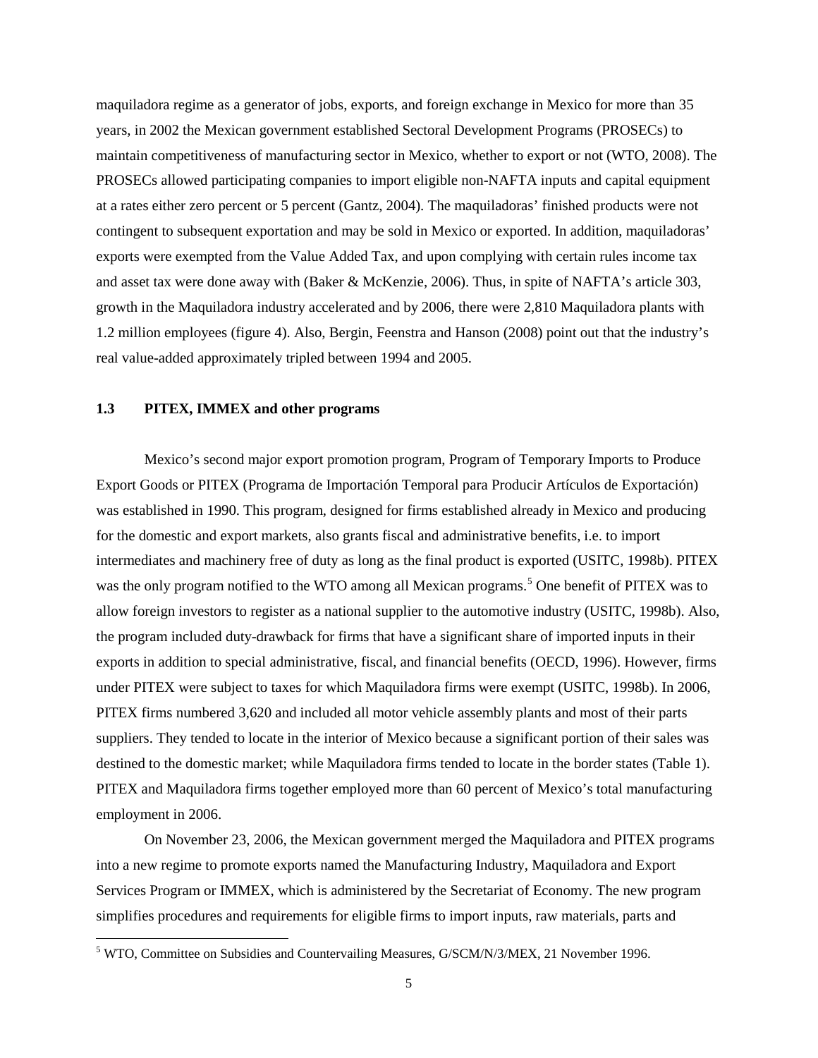maquiladora regime as a generator of jobs, exports, and foreign exchange in Mexico for more than 35 years, in 2002 the Mexican government established Sectoral Development Programs (PROSECs) to maintain competitiveness of manufacturing sector in Mexico, whether to export or not (WTO, 2008). The PROSECs allowed participating companies to import eligible non-NAFTA inputs and capital equipment at a rates either zero percent or 5 percent (Gantz, 2004). The maquiladoras' finished products were not contingent to subsequent exportation and may be sold in Mexico or exported. In addition, maquiladoras' exports were exempted from the Value Added Tax, and upon complying with certain rules income tax and asset tax were done away with (Baker & McKenzie, 2006). Thus, in spite of NAFTA's article 303, growth in the Maquiladora industry accelerated and by 2006, there were 2,810 Maquiladora plants with 1.2 million employees (figure 4). Also, Bergin, Feenstra and Hanson (2008) point out that the industry's real value-added approximately tripled between 1994 and 2005.

### 1.3 PITEX, IMMEX and other programs

Mexico's second major export promotion program, Program of Temporary Imports to Produce Export Goods or PITEX (Programa de Importación Temporal para Producir Artículos de Exportación) was established in 1990. This program, designed for firms established already in Mexico and producing for the domestic and export markets, also grants fiscal and administrative benefits, i.e. to import intermediates and machinery free of duty as long as the final product is exported (USITC, 1998b). PITEX was the only program notified to the WTO among all Mexican programs.[5] One benefit of PITEX was to allow foreign investors to register as a national supplier to the automotive industry (USITC, 1998b). Also, the program included duty-drawback for firms that have a significant share of imported inputs in their exports in addition to special administrative, fiscal, and financial benefits (OECD, 1996). However, firms under PITEX were subject to taxes for which Maquiladora firms were exempt (USITC, 1998b). In 2006, PITEX firms numbered 3,620 and included all motor vehicle assembly plants and most of their parts suppliers. They tended to locate in the interior of Mexico because a significant portion of their sales was destined to the domestic market; while Maquiladora firms tended to locate in the border states (Table 1). PITEX and Maquiladora firms together employed more than 60 percent of Mexico's total manufacturing employment in 2006.

On November 23, 2006, the Mexican government merged the Maquiladora and PITEX programs into a new regime to promote exports named the Manufacturing Industry, Maquiladora and Export Services Program or IMMEX, which is administered by the Secretariat of Economy. The new program simplifies procedures and requirements for eligible firms to import inputs, raw materials, parts and

[5] WTO, Committee on Subsidies and Countervailing Measures, G/SCM/N/3/MEX, 21 November 1996.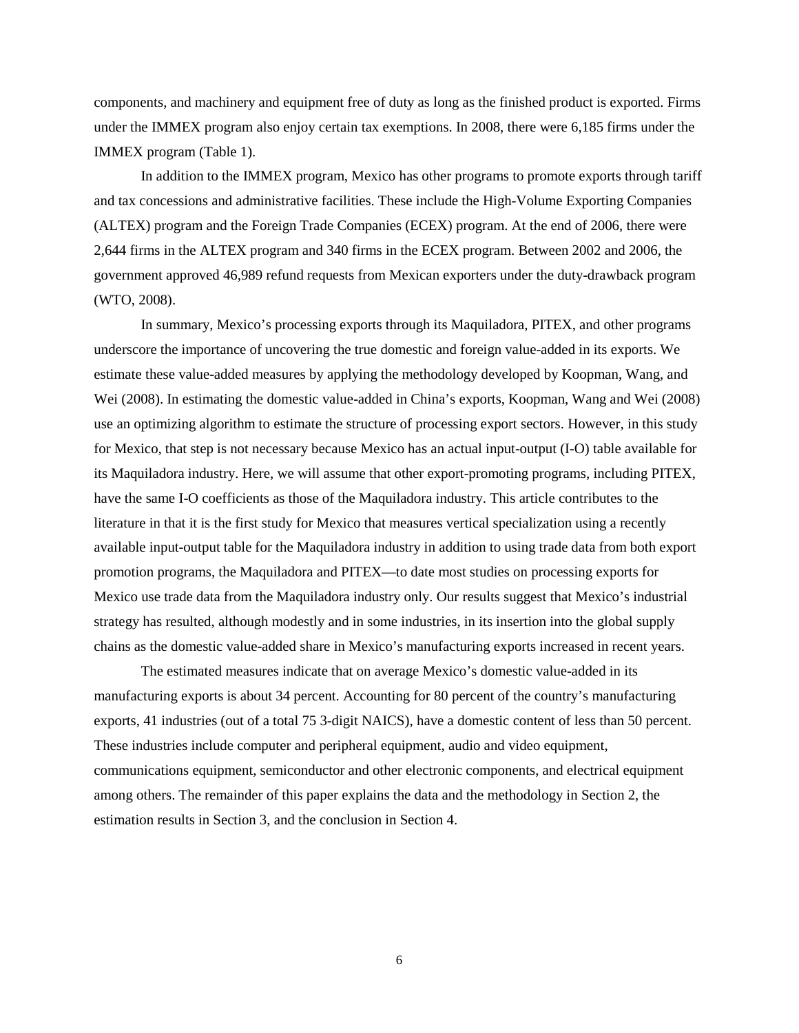components, and machinery and equipment free of duty as long as the finished product is exported. Firms under the IMMEX program also enjoy certain tax exemptions. In 2008, there were 6,185 firms under the IMMEX program (Table 1).

In addition to the IMMEX program, Mexico has other programs to promote exports through tariff and tax concessions and administrative facilities. These include the High-Volume Exporting Companies (ALTEX) program and the Foreign Trade Companies (ECEX) program. At the end of 2006, there were 2,644 firms in the ALTEX program and 340 firms in the ECEX program. Between 2002 and 2006, the government approved 46,989 refund requests from Mexican exporters under the duty-drawback program (WTO, 2008).

In summary, Mexico's processing exports through its Maquiladora, PITEX, and other programs underscore the importance of uncovering the true domestic and foreign value-added in its exports. We estimate these value-added measures by applying the methodology developed by Koopman, Wang, and Wei (2008). In estimating the domestic value-added in China's exports, Koopman, Wang and Wei (2008) use an optimizing algorithm to estimate the structure of processing export sectors. However, in this study for Mexico, that step is not necessary because Mexico has an actual input-output (I-O) table available for its Maquiladora industry. Here, we will assume that other export-promoting programs, including PITEX, have the same I-O coefficients as those of the Maquiladora industry. This article contributes to the literature in that it is the first study for Mexico that measures vertical specialization using a recently available input-output table for the Maquiladora industry in addition to using trade data from both export promotion programs, the Maquiladora and PITEX—to date most studies on processing exports for Mexico use trade data from the Maquiladora industry only. Our results suggest that Mexico's industrial strategy has resulted, although modestly and in some industries, in its insertion into the global supply chains as the domestic value-added share in Mexico's manufacturing exports increased in recent years.

The estimated measures indicate that on average Mexico's domestic value-added in its manufacturing exports is about 34 percent. Accounting for 80 percent of the country's manufacturing exports, 41 industries (out of a total 75 3-digit NAICS), have a domestic content of less than 50 percent. These industries include computer and peripheral equipment, audio and video equipment, communications equipment, semiconductor and other electronic components, and electrical equipment among others. The remainder of this paper explains the data and the methodology in Section 2, the estimation results in Section 3, and the conclusion in Section 4.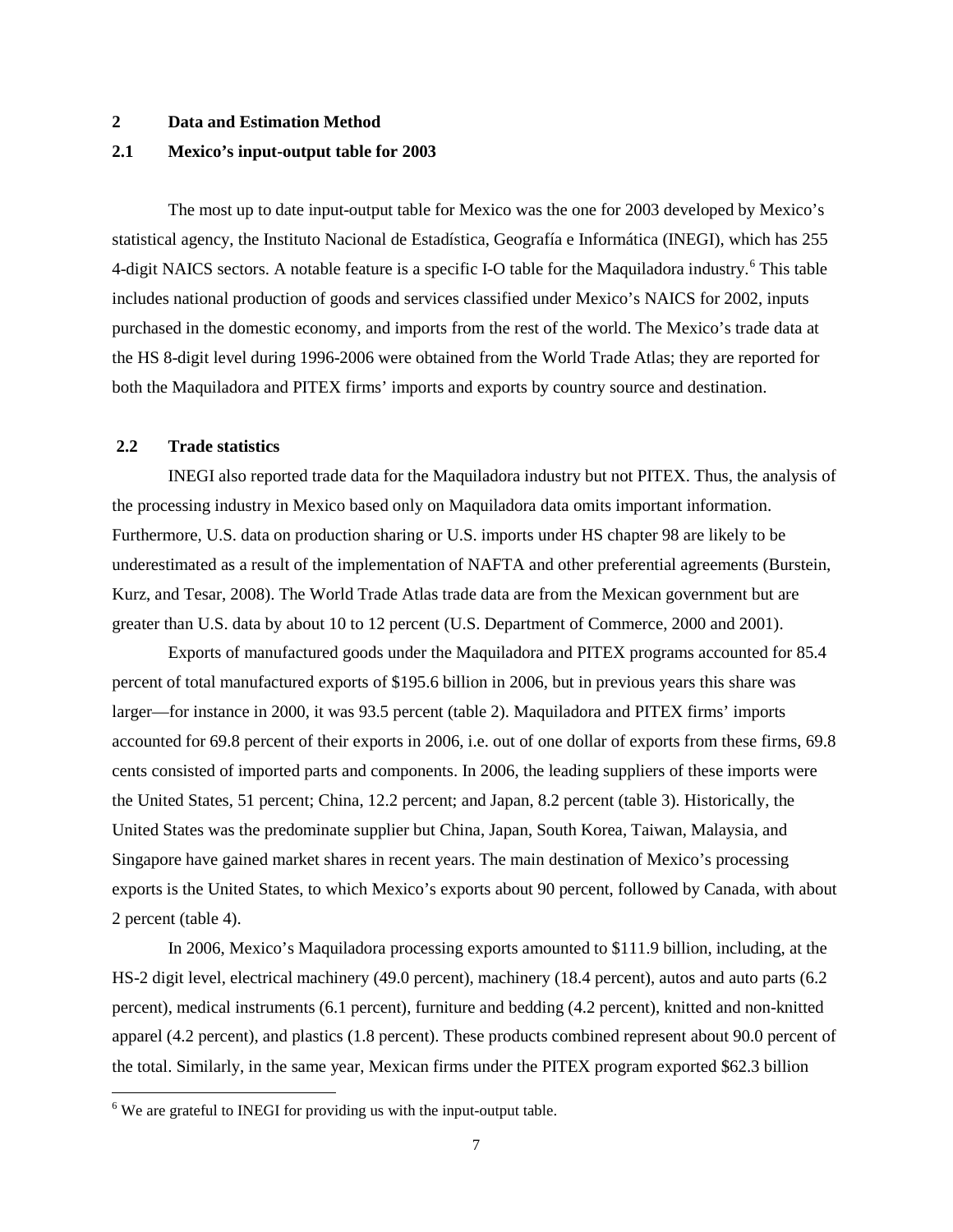## 2 Data and Estimation Method

### 2.1 Mexico's input-output table for 2003

The most up to date input-output table for Mexico was the one for 2003 developed by Mexico's statistical agency, the Instituto Nacional de Estadística, Geografía e Informática (INEGI), which has 255 4-digit NAICS sectors. A notable feature is a specific I-O table for the Maquiladora industry.[6] This table includes national production of goods and services classified under Mexico's NAICS for 2002, inputs purchased in the domestic economy, and imports from the rest of the world. The Mexico's trade data at the HS 8-digit level during 1996-2006 were obtained from the World Trade Atlas; they are reported for both the Maquiladora and PITEX firms' imports and exports by country source and destination.

### 2.2 Trade statistics

INEGI also reported trade data for the Maquiladora industry but not PITEX. Thus, the analysis of the processing industry in Mexico based only on Maquiladora data omits important information. Furthermore, U.S. data on production sharing or U.S. imports under HS chapter 98 are likely to be underestimated as a result of the implementation of NAFTA and other preferential agreements (Burstein, Kurz, and Tesar, 2008). The World Trade Atlas trade data are from the Mexican government but are greater than U.S. data by about 10 to 12 percent (U.S. Department of Commerce, 2000 and 2001).

Exports of manufactured goods under the Maquiladora and PITEX programs accounted for 85.4 percent of total manufactured exports of \$195.6 billion in 2006, but in previous years this share was larger—for instance in 2000, it was 93.5 percent (table 2). Maquiladora and PITEX firms' imports accounted for 69.8 percent of their exports in 2006, i.e. out of one dollar of exports from these firms, 69.8 cents consisted of imported parts and components. In 2006, the leading suppliers of these imports were the United States, 51 percent; China, 12.2 percent; and Japan, 8.2 percent (table 3). Historically, the United States was the predominate supplier but China, Japan, South Korea, Taiwan, Malaysia, and Singapore have gained market shares in recent years. The main destination of Mexico's processing exports is the United States, to which Mexico's exports about 90 percent, followed by Canada, with about 2 percent (table 4).

In 2006, Mexico's Maquiladora processing exports amounted to \$111.9 billion, including, at the HS-2 digit level, electrical machinery (49.0 percent), machinery (18.4 percent), autos and auto parts (6.2 percent), medical instruments (6.1 percent), furniture and bedding (4.2 percent), knitted and non-knitted apparel (4.2 percent), and plastics (1.8 percent). These products combined represent about 90.0 percent of the total. Similarly, in the same year, Mexican firms under the PITEX program exported \$62.3 billion

[6] We are grateful to INEGI for providing us with the input-output table.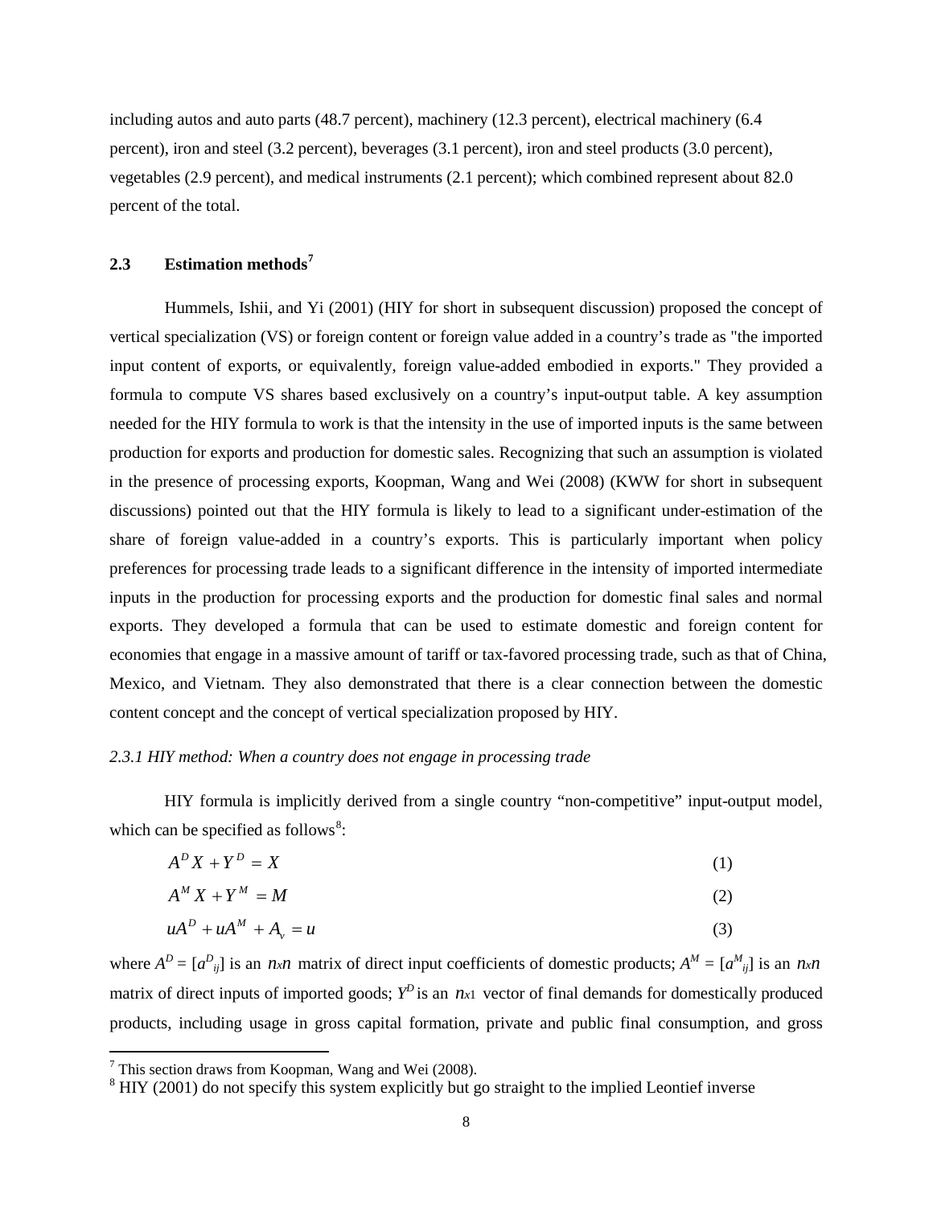including autos and auto parts (48.7 percent), machinery (12.3 percent), electrical machinery (6.4 percent), iron and steel (3.2 percent), beverages (3.1 percent), iron and steel products (3.0 percent), vegetables (2.9 percent), and medical instruments (2.1 percent); which combined represent about 82.0 percent of the total.

## 2.3 Estimation methods[7]

Hummels, Ishii, and Yi (2001) (HIY for short in subsequent discussion) proposed the concept of vertical specialization (VS) or foreign content or foreign value added in a country's trade as "the imported input content of exports, or equivalently, foreign value-added embodied in exports." They provided a formula to compute VS shares based exclusively on a country's input-output table. A key assumption needed for the HIY formula to work is that the intensity in the use of imported inputs is the same between production for exports and production for domestic sales. Recognizing that such an assumption is violated in the presence of processing exports, Koopman, Wang and Wei (2008) (KWW for short in subsequent discussions) pointed out that the HIY formula is likely to lead to a significant under-estimation of the share of foreign value-added in a country's exports. This is particularly important when policy preferences for processing trade leads to a significant difference in the intensity of imported intermediate inputs in the production for processing exports and the production for domestic final sales and normal exports. They developed a formula that can be used to estimate domestic and foreign content for economies that engage in a massive amount of tariff or tax-favored processing trade, such as that of China, Mexico, and Vietnam. They also demonstrated that there is a clear connection between the domestic content concept and the concept of vertical specialization proposed by HIY.

*2.3.1 HIY method: When a country does not engage in processing trade*

HIY formula is implicitly derived from a single country "non-competitive" input-output model, which can be specified as follows[8]:

$$A^D X + Y^D = X \tag{1}$$

$$A^M X + Y^M = M \tag{2}$$

$$uA^D + uA^M + A_v = u \tag{3}$$

where $A^D = [a^D_{ij}]$ is an $n$x$n$ matrix of direct input coefficients of domestic products; $A^M = [a^M_{ij}]$ is an $n$x$n$ matrix of direct inputs of imported goods; $Y^D$ is an $n$x1 vector of final demands for domestically produced products, including usage in gross capital formation, private and public final consumption, and gross

[7] This section draws from Koopman, Wang and Wei (2008).

[8] HIY (2001) do not specify this system explicitly but go straight to the implied Leontief inverse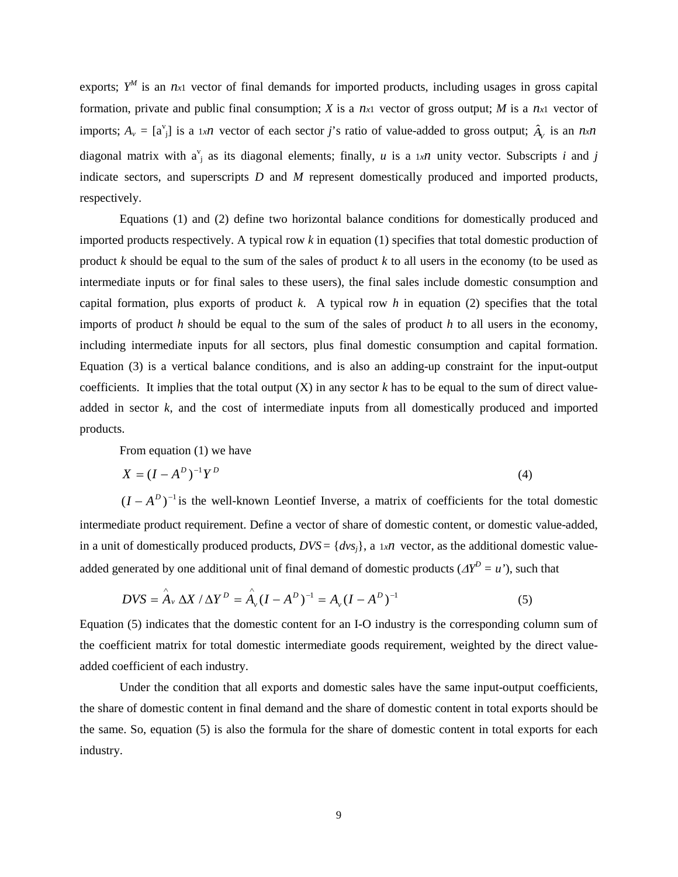exports; $Y^M$ is an $n$x1 vector of final demands for imported products, including usages in gross capital formation, private and public final consumption; $X$ is a $n$x1 vector of gross output; $M$ is a $n$x1 vector of imports; $A_v = [a^v_j]$ is a 1x$n$ vector of each sector $j$'s ratio of value-added to gross output; $\hat{A}_V$ is an $n$x$n$ diagonal matrix with $a^v_j$ as its diagonal elements; finally, $u$ is a 1x$n$ unity vector. Subscripts $i$ and $j$ indicate sectors, and superscripts $D$ and $M$ represent domestically produced and imported products, respectively.

Equations (1) and (2) define two horizontal balance conditions for domestically produced and imported products respectively. A typical row $k$ in equation (1) specifies that total domestic production of product $k$ should be equal to the sum of the sales of product $k$ to all users in the economy (to be used as intermediate inputs or for final sales to these users), the final sales include domestic consumption and capital formation, plus exports of product $k$. A typical row $h$ in equation (2) specifies that the total imports of product $h$ should be equal to the sum of the sales of product $h$ to all users in the economy, including intermediate inputs for all sectors, plus final domestic consumption and capital formation. Equation (3) is a vertical balance conditions, and is also an adding-up constraint for the input-output coefficients. It implies that the total output (X) in any sector $k$ has to be equal to the sum of direct value-added in sector $k$, and the cost of intermediate inputs from all domestically produced and imported products.

From equation (1) we have

$$X = (I - A^D)^{-1} Y^D \qquad (4)$$

$(I - A^D)^{-1}$ is the well-known Leontief Inverse, a matrix of coefficients for the total domestic intermediate product requirement. Define a vector of share of domestic content, or domestic value-added, in a unit of domestically produced products, $DVS = \{dvs_j\}$, a 1x$n$ vector, as the additional domestic value-added generated by one additional unit of final demand of domestic products ($\Delta Y^D = u'$), such that

$$DVS = \hat{A}_v \, \Delta X / \Delta Y^D = \hat{A}_v (I - A^D)^{-1} = A_v (I - A^D)^{-1} \qquad (5)$$

Equation (5) indicates that the domestic content for an I-O industry is the corresponding column sum of the coefficient matrix for total domestic intermediate goods requirement, weighted by the direct value-added coefficient of each industry.

Under the condition that all exports and domestic sales have the same input-output coefficients, the share of domestic content in final demand and the share of domestic content in total exports should be the same. So, equation (5) is also the formula for the share of domestic content in total exports for each industry.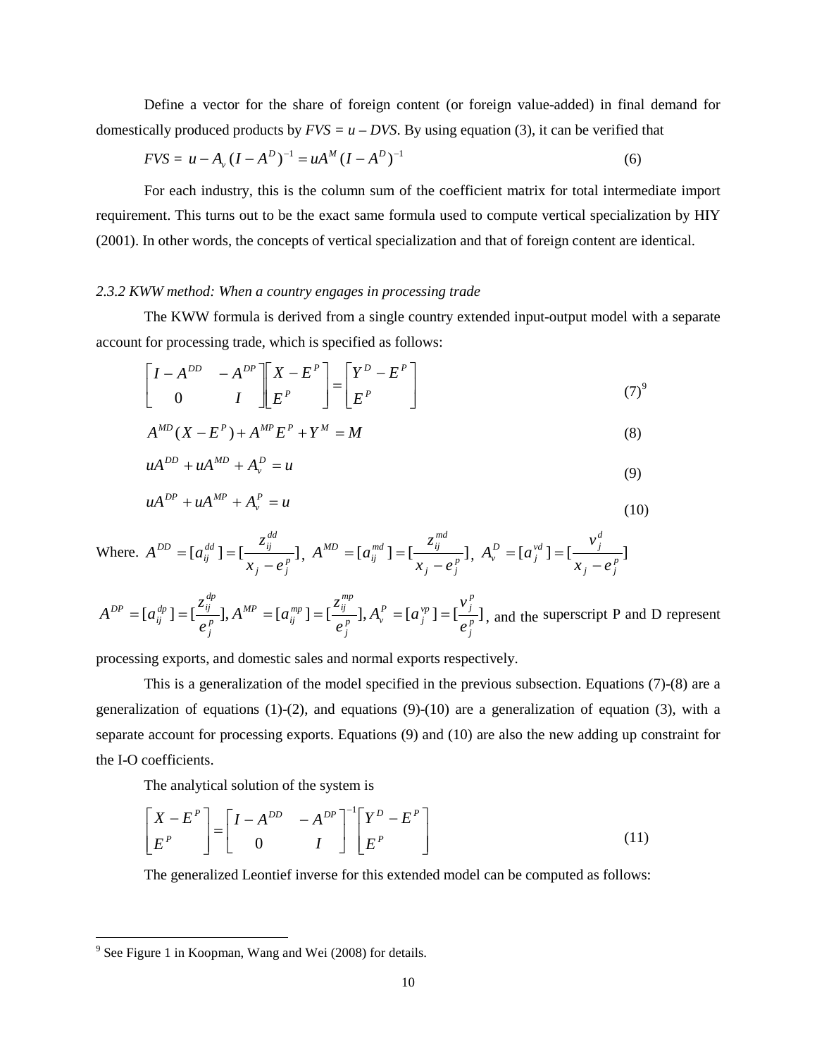Define a vector for the share of foreign content (or foreign value-added) in final demand for domestically produced products by $FVS = u - DVS$. By using equation (3), it can be verified that

$$FVS = u - A_v(I - A^D)^{-1} = uA^M(I - A^D)^{-1} \tag{6}$$

For each industry, this is the column sum of the coefficient matrix for total intermediate import requirement. This turns out to be the exact same formula used to compute vertical specialization by HIY (2001). In other words, the concepts of vertical specialization and that of foreign content are identical.

*2.3.2 KWW method: When a country engages in processing trade*

The KWW formula is derived from a single country extended input-output model with a separate account for processing trade, which is specified as follows:

$$\begin{bmatrix} I - A^{DD} & -A^{DP} \\ 0 & I \end{bmatrix} \begin{bmatrix} X - E^P \\ E^P \end{bmatrix} = \begin{bmatrix} Y^D - E^P \\ E^P \end{bmatrix} \tag{7}$$

[9]

$$A^{MD}(X - E^P) + A^{MP}E^P + Y^M = M \tag{8}$$

$$uA^{DD} + uA^{MD} + A_v^D = u \tag{9}$$

$$uA^{DP} + uA^{MP} + A_v^P = u \tag{10}$$

Where. $A^{DD} = [a_{ij}^{dd}] = [\frac{z_{ij}^{dd}}{x_j - e_j^p}]$, $A^{MD} = [a_{ij}^{md}] = [\frac{z_{ij}^{md}}{x_j - e_j^p}]$, $A_v^D = [a_j^{vd}] = [\frac{v_j^d}{x_j - e_j^p}]$

$A^{DP} = [a_{ij}^{dp}] = [\frac{z_{ij}^{dp}}{e_j^p}], A^{MP} = [a_{ij}^{mp}] = [\frac{z_{ij}^{mp}}{e_j^p}], A_v^P = [a_j^{vp}] = [\frac{v_j^p}{e_j^p}]$, and the superscript P and D represent processing exports, and domestic sales and normal exports respectively.

This is a generalization of the model specified in the previous subsection. Equations (7)-(8) are a generalization of equations (1)-(2), and equations (9)-(10) are a generalization of equation (3), with a separate account for processing exports. Equations (9) and (10) are also the new adding up constraint for the I-O coefficients.

The analytical solution of the system is

$$\begin{bmatrix} X - E^P \\ E^P \end{bmatrix} = \begin{bmatrix} I - A^{DD} & -A^{DP} \\ 0 & I \end{bmatrix}^{-1} \begin{bmatrix} Y^D - E^P \\ E^P \end{bmatrix} \tag{11}$$

The generalized Leontief inverse for this extended model can be computed as follows:

[9] See Figure 1 in Koopman, Wang and Wei (2008) for details.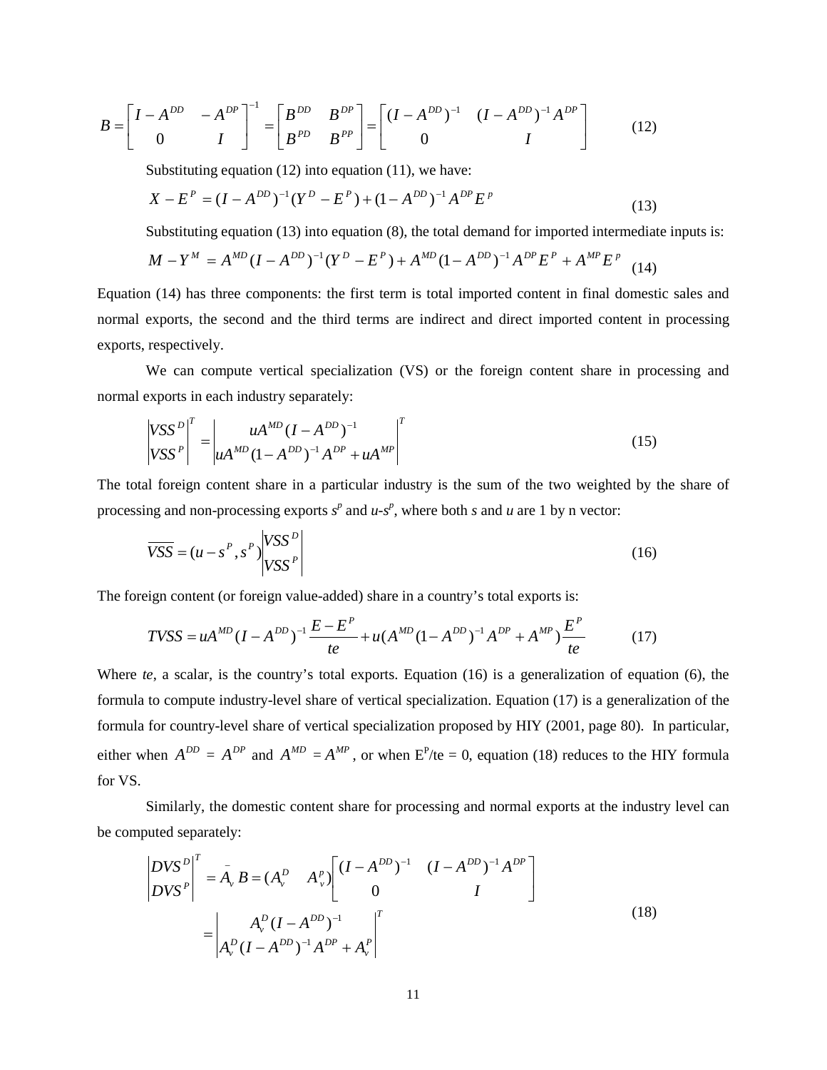$$B = \begin{bmatrix} I - A^{DD} & -A^{DP} \\ 0 & I \end{bmatrix}^{-1} = \begin{bmatrix} B^{DD} & B^{DP} \\ B^{PD} & B^{PP} \end{bmatrix} = \begin{bmatrix} (I - A^{DD})^{-1} & (I - A^{DD})^{-1} A^{DP} \\ 0 & I \end{bmatrix} \tag{12}$$

Substituting equation (12) into equation (11), we have:

$$X - E^P = (I - A^{DD})^{-1}(Y^D - E^P) + (1 - A^{DD})^{-1} A^{DP} E^p \tag{13}$$

Substituting equation (13) into equation (8), the total demand for imported intermediate inputs is:

$$M - Y^M = A^{MD}(I - A^{DD})^{-1}(Y^D - E^P) + A^{MD}(1 - A^{DD})^{-1} A^{DP} E^P + A^{MP} E^p \tag{14}$$

Equation (14) has three components: the first term is total imported content in final domestic sales and normal exports, the second and the third terms are indirect and direct imported content in processing exports, respectively.

We can compute vertical specialization (VS) or the foreign content share in processing and normal exports in each industry separately:

$$\begin{vmatrix} VSS^D \\ VSS^P \end{vmatrix}^T = \begin{vmatrix} uA^{MD}(I - A^{DD})^{-1} \\ uA^{MD}(1 - A^{DD})^{-1} A^{DP} + uA^{MP} \end{vmatrix}^T \tag{15}$$

The total foreign content share in a particular industry is the sum of the two weighted by the share of processing and non-processing exports $s^p$ and $u$-$s^p$, where both $s$ and $u$ are 1 by n vector:

$$\overline{VSS} = (u - s^P, s^P) \begin{vmatrix} VSS^D \\ VSS^P \end{vmatrix} \tag{16}$$

The foreign content (or foreign value-added) share in a country's total exports is:

$$TVSS = uA^{MD}(I - A^{DD})^{-1} \frac{E - E^P}{te} + u(A^{MD}(1 - A^{DD})^{-1} A^{DP} + A^{MP}) \frac{E^P}{te} \tag{17}$$

Where *te*, a scalar, is the country's total exports. Equation (16) is a generalization of equation (6), the formula to compute industry-level share of vertical specialization. Equation (17) is a generalization of the formula for country-level share of vertical specialization proposed by HIY (2001, page 80). In particular, either when $A^{DD} = A^{DP}$ and $A^{MD} = A^{MP}$, or when $E^P/te = 0$, equation (18) reduces to the HIY formula for VS.

Similarly, the domestic content share for processing and normal exports at the industry level can be computed separately:

$$\begin{vmatrix} DVS^D \\ DVS^P \end{vmatrix}^T = \bar{A}_v B = (A_v^D \quad A_v^P) \begin{bmatrix} (I - A^{DD})^{-1} & (I - A^{DD})^{-1} A^{DP} \\ 0 & I \end{bmatrix}$$

$$= \begin{vmatrix} A_v^D (I - A^{DD})^{-1} \\ A_v^D (I - A^{DD})^{-1} A^{DP} + A_v^P \end{vmatrix}^T \tag{18}$$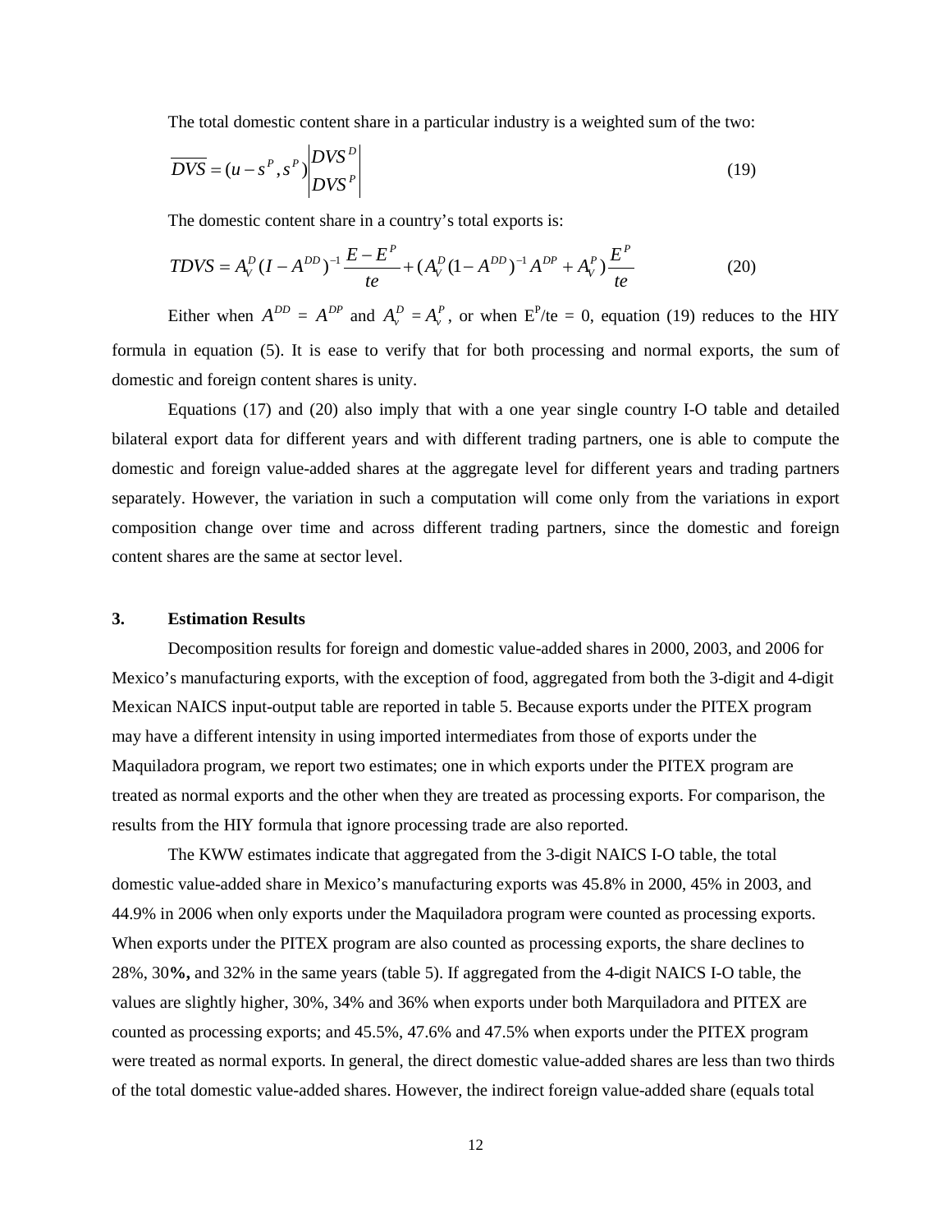The total domestic content share in a particular industry is a weighted sum of the two:

$$\overline{DVS} = (u - s^P, s^P)\begin{vmatrix} DVS^D \\ DVS^P \end{vmatrix} \tag{19}$$

The domestic content share in a country's total exports is:

$$TDVS = A_V^D (I - A^{DD})^{-1} \frac{E - E^P}{te} + (A_V^D (1 - A^{DD})^{-1} A^{DP} + A_V^P) \frac{E^P}{te} \tag{20}$$

Either when $A^{DD} = A^{DP}$ and $A_v^D = A_v^P$, or when $E^P/te = 0$, equation (19) reduces to the HIY formula in equation (5). It is ease to verify that for both processing and normal exports, the sum of domestic and foreign content shares is unity.

Equations (17) and (20) also imply that with a one year single country I-O table and detailed bilateral export data for different years and with different trading partners, one is able to compute the domestic and foreign value-added shares at the aggregate level for different years and trading partners separately. However, the variation in such a computation will come only from the variations in export composition change over time and across different trading partners, since the domestic and foreign content shares are the same at sector level.

## 3. Estimation Results

Decomposition results for foreign and domestic value-added shares in 2000, 2003, and 2006 for Mexico's manufacturing exports, with the exception of food, aggregated from both the 3-digit and 4-digit Mexican NAICS input-output table are reported in table 5. Because exports under the PITEX program may have a different intensity in using imported intermediates from those of exports under the Maquiladora program, we report two estimates; one in which exports under the PITEX program are treated as normal exports and the other when they are treated as processing exports. For comparison, the results from the HIY formula that ignore processing trade are also reported.

The KWW estimates indicate that aggregated from the 3-digit NAICS I-O table, the total domestic value-added share in Mexico's manufacturing exports was 45.8% in 2000, 45% in 2003, and 44.9% in 2006 when only exports under the Maquiladora program were counted as processing exports. When exports under the PITEX program are also counted as processing exports, the share declines to 28%, 30**%,** and 32% in the same years (table 5). If aggregated from the 4-digit NAICS I-O table, the values are slightly higher, 30%, 34% and 36% when exports under both Marquiladora and PITEX are counted as processing exports; and 45.5%, 47.6% and 47.5% when exports under the PITEX program were treated as normal exports. In general, the direct domestic value-added shares are less than two thirds of the total domestic value-added shares. However, the indirect foreign value-added share (equals total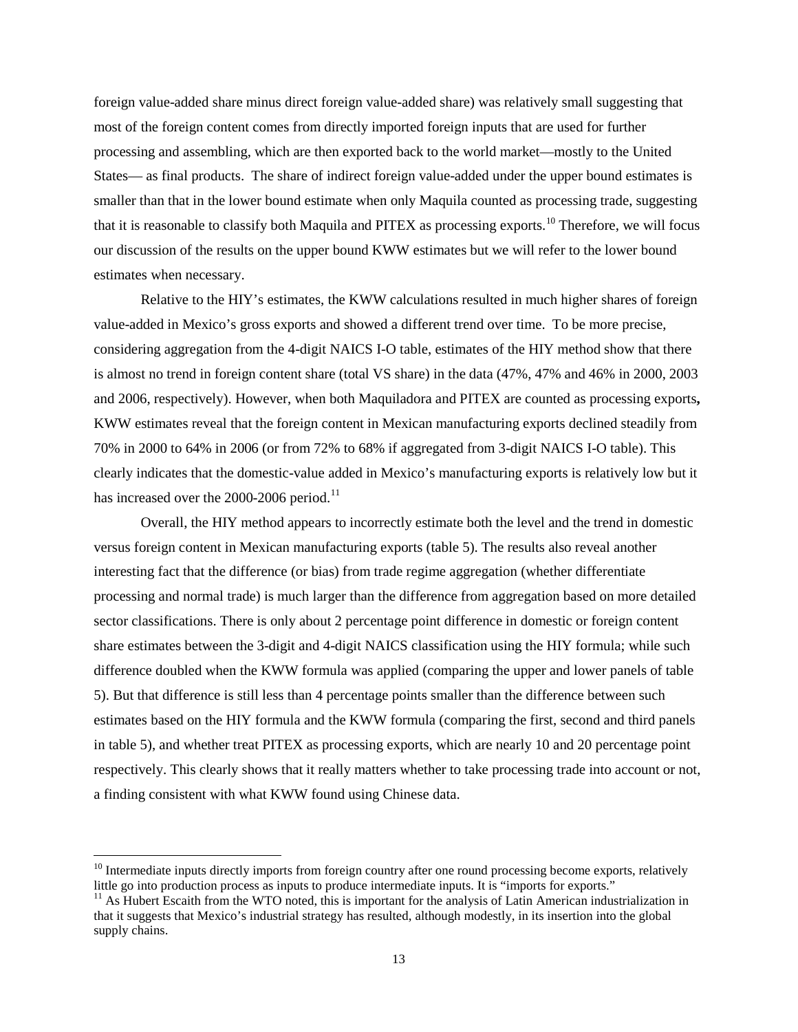foreign value-added share minus direct foreign value-added share) was relatively small suggesting that most of the foreign content comes from directly imported foreign inputs that are used for further processing and assembling, which are then exported back to the world market—mostly to the United States— as final products. The share of indirect foreign value-added under the upper bound estimates is smaller than that in the lower bound estimate when only Maquila counted as processing trade, suggesting that it is reasonable to classify both Maquila and PITEX as processing exports.[10] Therefore, we will focus our discussion of the results on the upper bound KWW estimates but we will refer to the lower bound estimates when necessary.

Relative to the HIY's estimates, the KWW calculations resulted in much higher shares of foreign value-added in Mexico's gross exports and showed a different trend over time. To be more precise, considering aggregation from the 4-digit NAICS I-O table, estimates of the HIY method show that there is almost no trend in foreign content share (total VS share) in the data (47%, 47% and 46% in 2000, 2003 and 2006, respectively). However, when both Maquiladora and PITEX are counted as processing exports**,** KWW estimates reveal that the foreign content in Mexican manufacturing exports declined steadily from 70% in 2000 to 64% in 2006 (or from 72% to 68% if aggregated from 3-digit NAICS I-O table). This clearly indicates that the domestic-value added in Mexico's manufacturing exports is relatively low but it has increased over the 2000-2006 period.[11]

Overall, the HIY method appears to incorrectly estimate both the level and the trend in domestic versus foreign content in Mexican manufacturing exports (table 5). The results also reveal another interesting fact that the difference (or bias) from trade regime aggregation (whether differentiate processing and normal trade) is much larger than the difference from aggregation based on more detailed sector classifications. There is only about 2 percentage point difference in domestic or foreign content share estimates between the 3-digit and 4-digit NAICS classification using the HIY formula; while such difference doubled when the KWW formula was applied (comparing the upper and lower panels of table 5). But that difference is still less than 4 percentage points smaller than the difference between such estimates based on the HIY formula and the KWW formula (comparing the first, second and third panels in table 5), and whether treat PITEX as processing exports, which are nearly 10 and 20 percentage point respectively. This clearly shows that it really matters whether to take processing trade into account or not, a finding consistent with what KWW found using Chinese data.

---

[10] Intermediate inputs directly imports from foreign country after one round processing become exports, relatively little go into production process as inputs to produce intermediate inputs. It is "imports for exports."

[11] As Hubert Escaith from the WTO noted, this is important for the analysis of Latin American industrialization in that it suggests that Mexico's industrial strategy has resulted, although modestly, in its insertion into the global supply chains.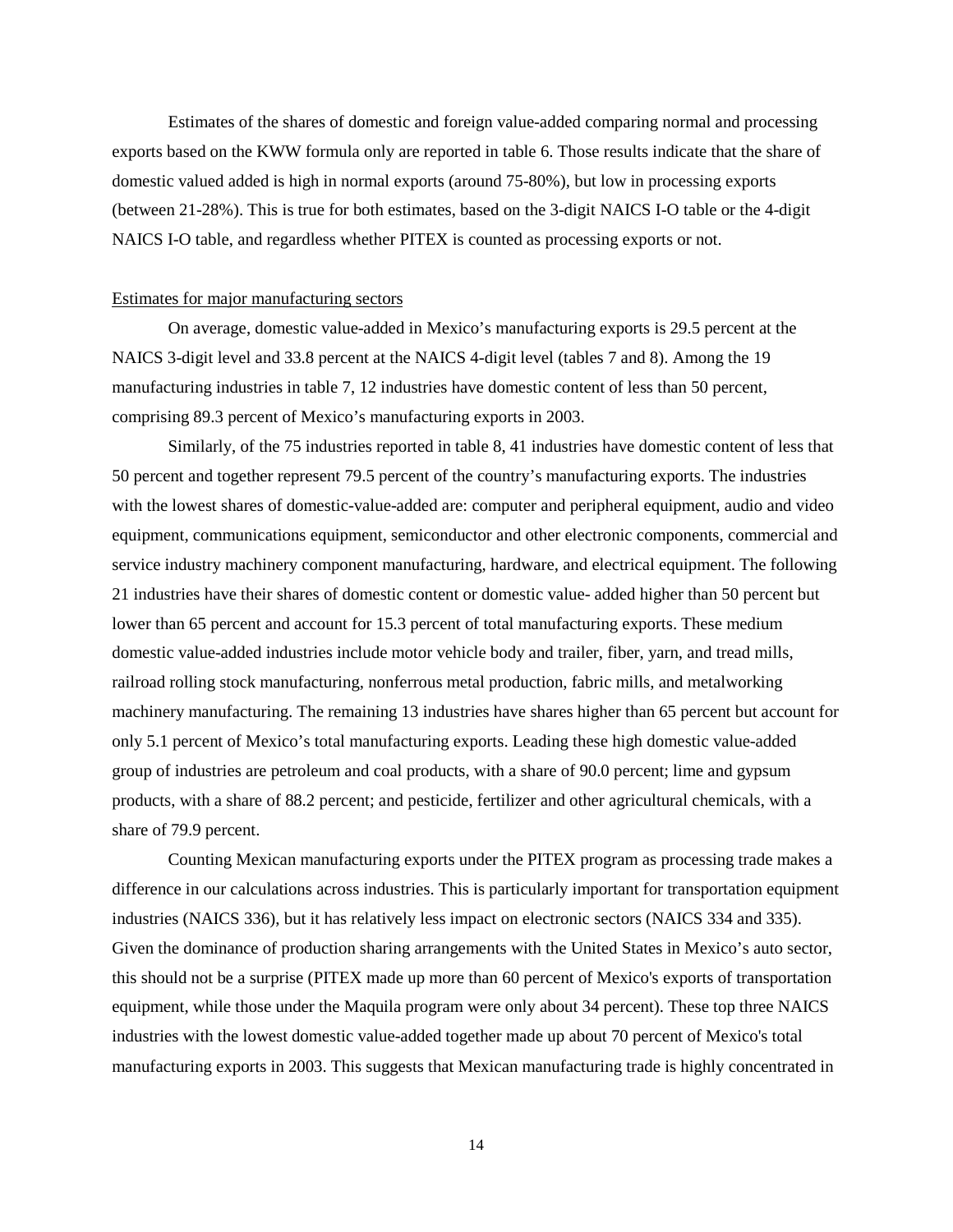Estimates of the shares of domestic and foreign value-added comparing normal and processing exports based on the KWW formula only are reported in table 6. Those results indicate that the share of domestic valued added is high in normal exports (around 75-80%), but low in processing exports (between 21-28%). This is true for both estimates, based on the 3-digit NAICS I-O table or the 4-digit NAICS I-O table, and regardless whether PITEX is counted as processing exports or not.

Estimates for major manufacturing sectors

On average, domestic value-added in Mexico's manufacturing exports is 29.5 percent at the NAICS 3-digit level and 33.8 percent at the NAICS 4-digit level (tables 7 and 8). Among the 19 manufacturing industries in table 7, 12 industries have domestic content of less than 50 percent, comprising 89.3 percent of Mexico's manufacturing exports in 2003.

Similarly, of the 75 industries reported in table 8, 41 industries have domestic content of less that 50 percent and together represent 79.5 percent of the country's manufacturing exports. The industries with the lowest shares of domestic-value-added are: computer and peripheral equipment, audio and video equipment, communications equipment, semiconductor and other electronic components, commercial and service industry machinery component manufacturing, hardware, and electrical equipment. The following 21 industries have their shares of domestic content or domestic value- added higher than 50 percent but lower than 65 percent and account for 15.3 percent of total manufacturing exports. These medium domestic value-added industries include motor vehicle body and trailer, fiber, yarn, and tread mills, railroad rolling stock manufacturing, nonferrous metal production, fabric mills, and metalworking machinery manufacturing. The remaining 13 industries have shares higher than 65 percent but account for only 5.1 percent of Mexico's total manufacturing exports. Leading these high domestic value-added group of industries are petroleum and coal products, with a share of 90.0 percent; lime and gypsum products, with a share of 88.2 percent; and pesticide, fertilizer and other agricultural chemicals, with a share of 79.9 percent.

Counting Mexican manufacturing exports under the PITEX program as processing trade makes a difference in our calculations across industries. This is particularly important for transportation equipment industries (NAICS 336), but it has relatively less impact on electronic sectors (NAICS 334 and 335). Given the dominance of production sharing arrangements with the United States in Mexico's auto sector, this should not be a surprise (PITEX made up more than 60 percent of Mexico's exports of transportation equipment, while those under the Maquila program were only about 34 percent). These top three NAICS industries with the lowest domestic value-added together made up about 70 percent of Mexico's total manufacturing exports in 2003. This suggests that Mexican manufacturing trade is highly concentrated in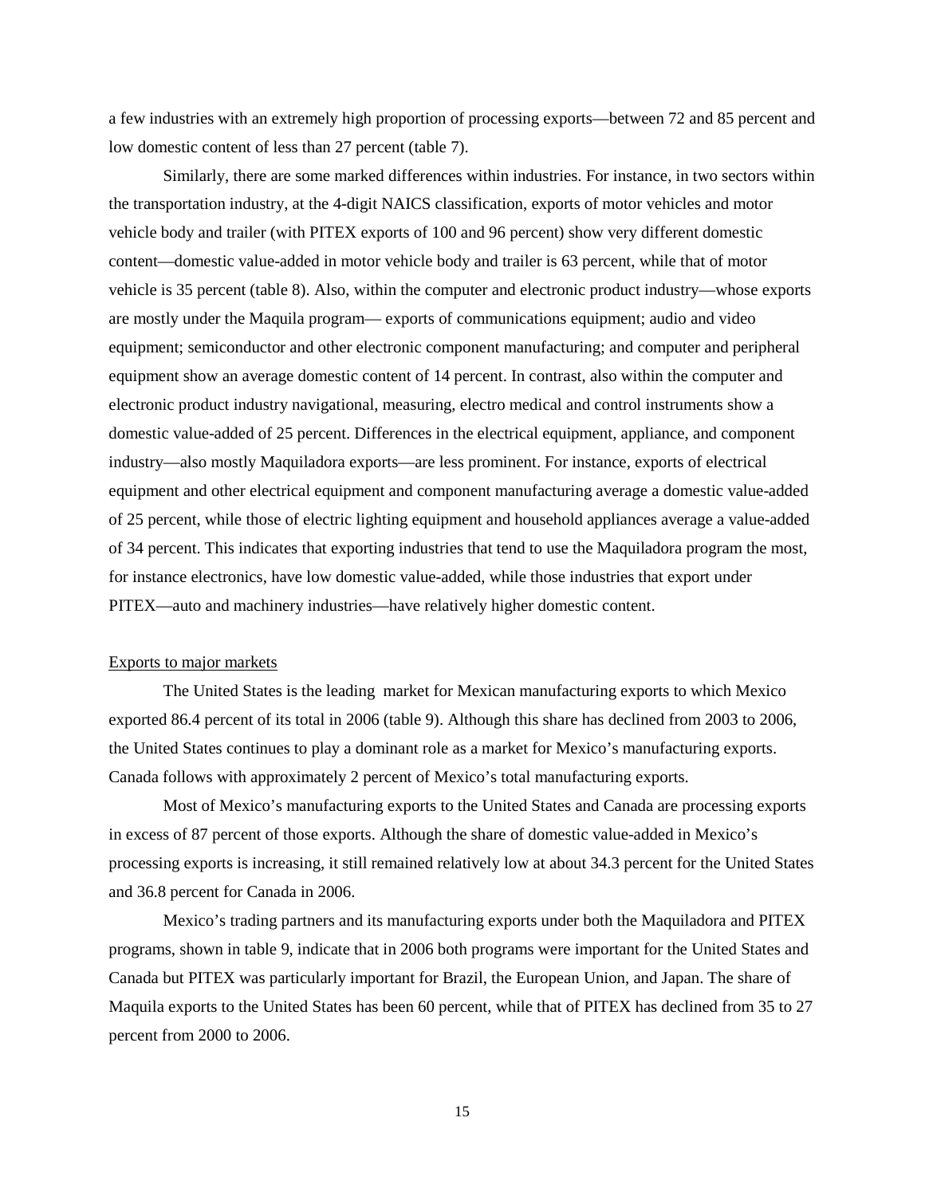a few industries with an extremely high proportion of processing exports—between 72 and 85 percent and low domestic content of less than 27 percent (table 7).

Similarly, there are some marked differences within industries. For instance, in two sectors within the transportation industry, at the 4-digit NAICS classification, exports of motor vehicles and motor vehicle body and trailer (with PITEX exports of 100 and 96 percent) show very different domestic content—domestic value-added in motor vehicle body and trailer is 63 percent, while that of motor vehicle is 35 percent (table 8). Also, within the computer and electronic product industry—whose exports are mostly under the Maquila program— exports of communications equipment; audio and video equipment; semiconductor and other electronic component manufacturing; and computer and peripheral equipment show an average domestic content of 14 percent. In contrast, also within the computer and electronic product industry navigational, measuring, electro medical and control instruments show a domestic value-added of 25 percent. Differences in the electrical equipment, appliance, and component industry—also mostly Maquiladora exports—are less prominent. For instance, exports of electrical equipment and other electrical equipment and component manufacturing average a domestic value-added of 25 percent, while those of electric lighting equipment and household appliances average a value-added of 34 percent. This indicates that exporting industries that tend to use the Maquiladora program the most, for instance electronics, have low domestic value-added, while those industries that export under PITEX—auto and machinery industries—have relatively higher domestic content.

<u>Exports to major markets</u>

The United States is the leading market for Mexican manufacturing exports to which Mexico exported 86.4 percent of its total in 2006 (table 9). Although this share has declined from 2003 to 2006, the United States continues to play a dominant role as a market for Mexico's manufacturing exports. Canada follows with approximately 2 percent of Mexico's total manufacturing exports.

Most of Mexico's manufacturing exports to the United States and Canada are processing exports in excess of 87 percent of those exports. Although the share of domestic value-added in Mexico's processing exports is increasing, it still remained relatively low at about 34.3 percent for the United States and 36.8 percent for Canada in 2006.

Mexico's trading partners and its manufacturing exports under both the Maquiladora and PITEX programs, shown in table 9, indicate that in 2006 both programs were important for the United States and Canada but PITEX was particularly important for Brazil, the European Union, and Japan. The share of Maquila exports to the United States has been 60 percent, while that of PITEX has declined from 35 to 27 percent from 2000 to 2006.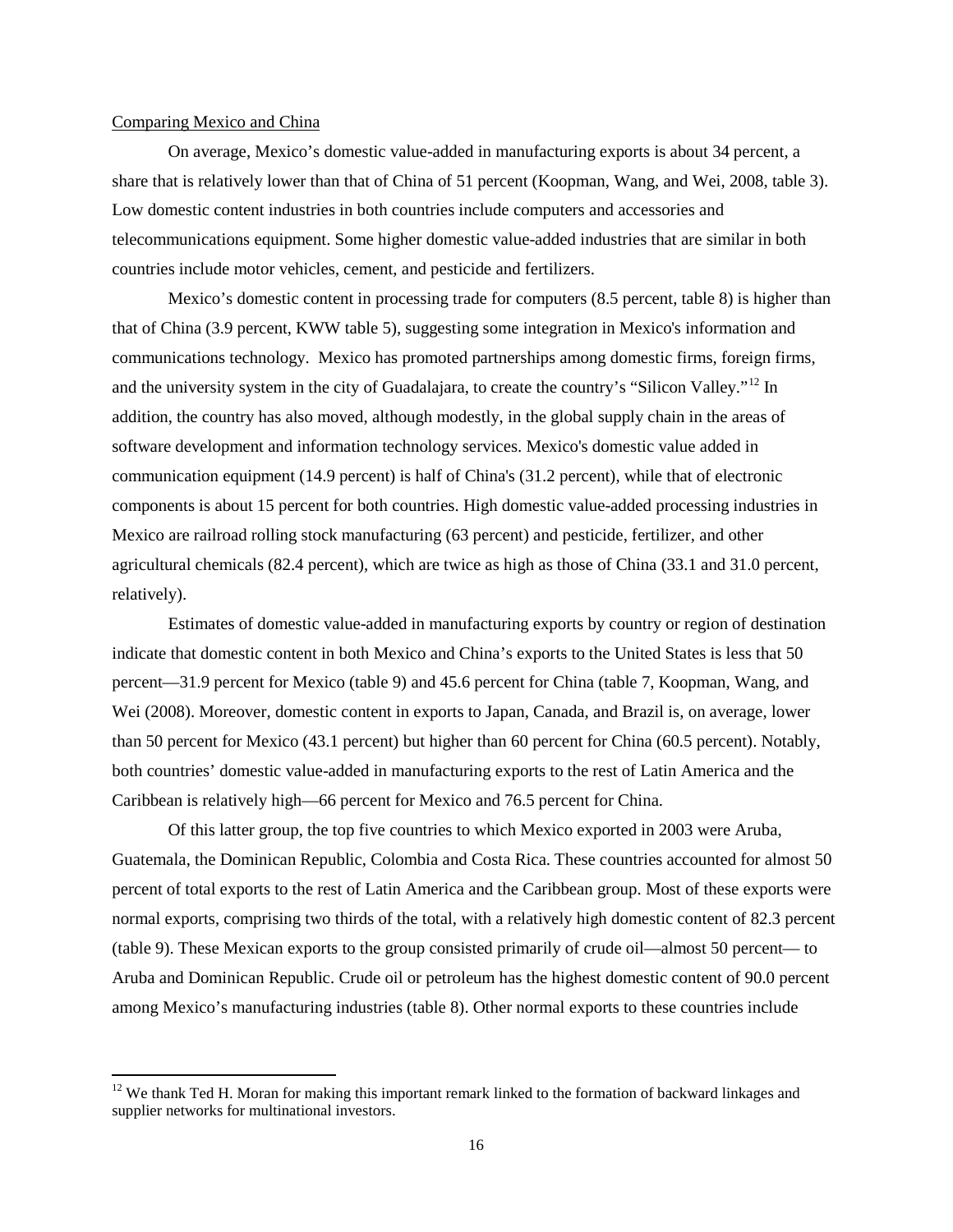Comparing Mexico and China

On average, Mexico's domestic value-added in manufacturing exports is about 34 percent, a share that is relatively lower than that of China of 51 percent (Koopman, Wang, and Wei, 2008, table 3). Low domestic content industries in both countries include computers and accessories and telecommunications equipment. Some higher domestic value-added industries that are similar in both countries include motor vehicles, cement, and pesticide and fertilizers.

Mexico's domestic content in processing trade for computers (8.5 percent, table 8) is higher than that of China (3.9 percent, KWW table 5), suggesting some integration in Mexico's information and communications technology. Mexico has promoted partnerships among domestic firms, foreign firms, and the university system in the city of Guadalajara, to create the country's "Silicon Valley."[12] In addition, the country has also moved, although modestly, in the global supply chain in the areas of software development and information technology services. Mexico's domestic value added in communication equipment (14.9 percent) is half of China's (31.2 percent), while that of electronic components is about 15 percent for both countries. High domestic value-added processing industries in Mexico are railroad rolling stock manufacturing (63 percent) and pesticide, fertilizer, and other agricultural chemicals (82.4 percent), which are twice as high as those of China (33.1 and 31.0 percent, relatively).

Estimates of domestic value-added in manufacturing exports by country or region of destination indicate that domestic content in both Mexico and China's exports to the United States is less that 50 percent—31.9 percent for Mexico (table 9) and 45.6 percent for China (table 7, Koopman, Wang, and Wei (2008). Moreover, domestic content in exports to Japan, Canada, and Brazil is, on average, lower than 50 percent for Mexico (43.1 percent) but higher than 60 percent for China (60.5 percent). Notably, both countries' domestic value-added in manufacturing exports to the rest of Latin America and the Caribbean is relatively high—66 percent for Mexico and 76.5 percent for China.

Of this latter group, the top five countries to which Mexico exported in 2003 were Aruba, Guatemala, the Dominican Republic, Colombia and Costa Rica. These countries accounted for almost 50 percent of total exports to the rest of Latin America and the Caribbean group. Most of these exports were normal exports, comprising two thirds of the total, with a relatively high domestic content of 82.3 percent (table 9). These Mexican exports to the group consisted primarily of crude oil—almost 50 percent— to Aruba and Dominican Republic. Crude oil or petroleum has the highest domestic content of 90.0 percent among Mexico's manufacturing industries (table 8). Other normal exports to these countries include

[12] We thank Ted H. Moran for making this important remark linked to the formation of backward linkages and supplier networks for multinational investors.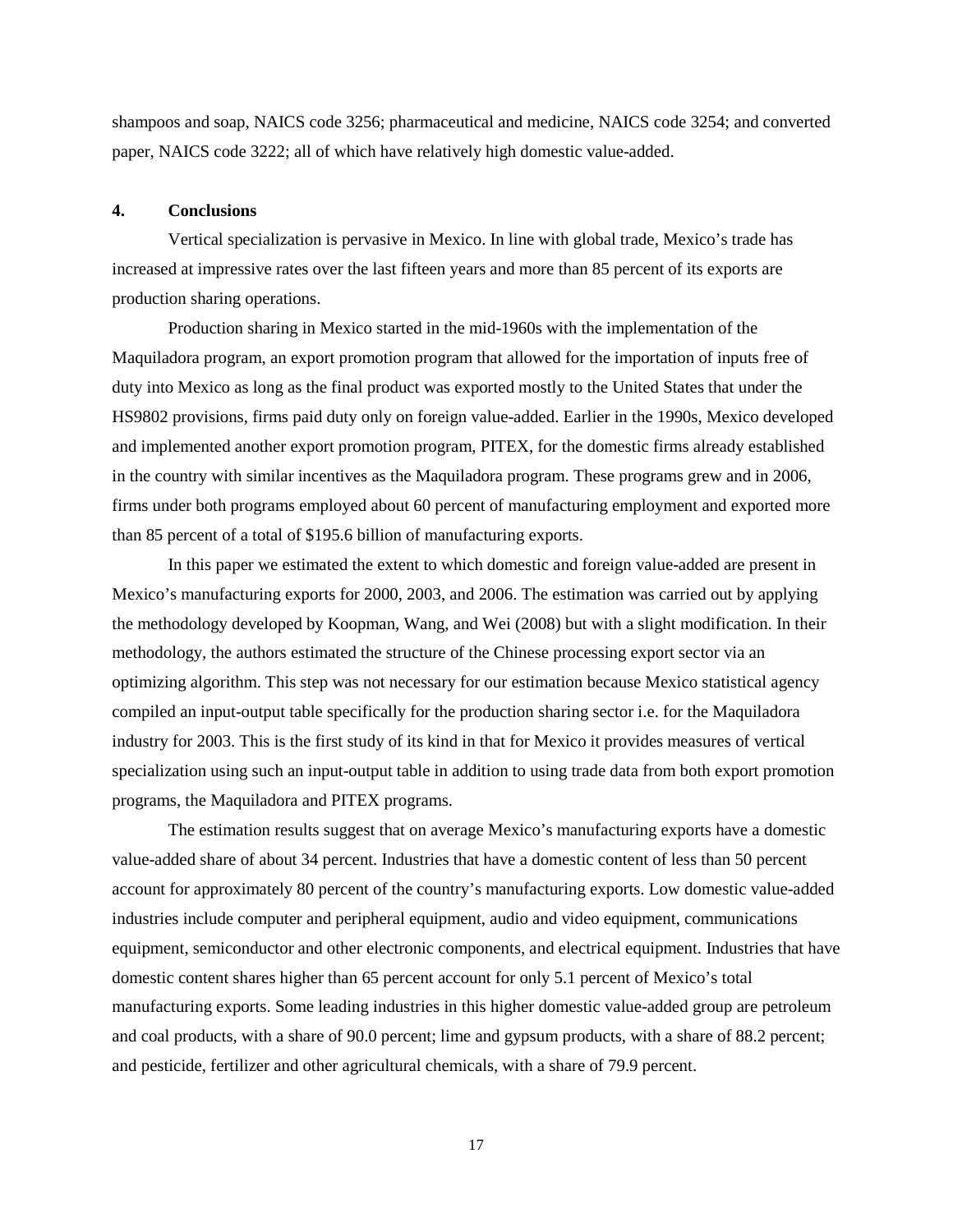shampoos and soap, NAICS code 3256; pharmaceutical and medicine, NAICS code 3254; and converted paper, NAICS code 3222; all of which have relatively high domestic value-added.

## 4. Conclusions

Vertical specialization is pervasive in Mexico. In line with global trade, Mexico's trade has increased at impressive rates over the last fifteen years and more than 85 percent of its exports are production sharing operations.

Production sharing in Mexico started in the mid-1960s with the implementation of the Maquiladora program, an export promotion program that allowed for the importation of inputs free of duty into Mexico as long as the final product was exported mostly to the United States that under the HS9802 provisions, firms paid duty only on foreign value-added. Earlier in the 1990s, Mexico developed and implemented another export promotion program, PITEX, for the domestic firms already established in the country with similar incentives as the Maquiladora program. These programs grew and in 2006, firms under both programs employed about 60 percent of manufacturing employment and exported more than 85 percent of a total of $195.6 billion of manufacturing exports.

In this paper we estimated the extent to which domestic and foreign value-added are present in Mexico's manufacturing exports for 2000, 2003, and 2006. The estimation was carried out by applying the methodology developed by Koopman, Wang, and Wei (2008) but with a slight modification. In their methodology, the authors estimated the structure of the Chinese processing export sector via an optimizing algorithm. This step was not necessary for our estimation because Mexico statistical agency compiled an input-output table specifically for the production sharing sector i.e. for the Maquiladora industry for 2003. This is the first study of its kind in that for Mexico it provides measures of vertical specialization using such an input-output table in addition to using trade data from both export promotion programs, the Maquiladora and PITEX programs.

The estimation results suggest that on average Mexico's manufacturing exports have a domestic value-added share of about 34 percent. Industries that have a domestic content of less than 50 percent account for approximately 80 percent of the country's manufacturing exports. Low domestic value-added industries include computer and peripheral equipment, audio and video equipment, communications equipment, semiconductor and other electronic components, and electrical equipment. Industries that have domestic content shares higher than 65 percent account for only 5.1 percent of Mexico's total manufacturing exports. Some leading industries in this higher domestic value-added group are petroleum and coal products, with a share of 90.0 percent; lime and gypsum products, with a share of 88.2 percent; and pesticide, fertilizer and other agricultural chemicals, with a share of 79.9 percent.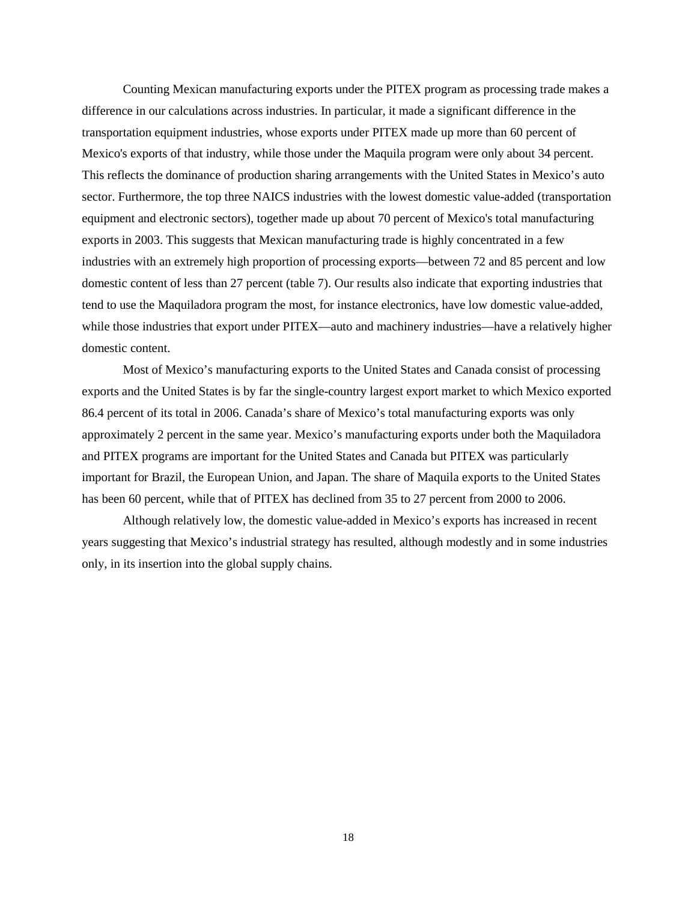Counting Mexican manufacturing exports under the PITEX program as processing trade makes a difference in our calculations across industries. In particular, it made a significant difference in the transportation equipment industries, whose exports under PITEX made up more than 60 percent of Mexico's exports of that industry, while those under the Maquila program were only about 34 percent. This reflects the dominance of production sharing arrangements with the United States in Mexico's auto sector. Furthermore, the top three NAICS industries with the lowest domestic value-added (transportation equipment and electronic sectors), together made up about 70 percent of Mexico's total manufacturing exports in 2003. This suggests that Mexican manufacturing trade is highly concentrated in a few industries with an extremely high proportion of processing exports—between 72 and 85 percent and low domestic content of less than 27 percent (table 7). Our results also indicate that exporting industries that tend to use the Maquiladora program the most, for instance electronics, have low domestic value-added, while those industries that export under PITEX—auto and machinery industries—have a relatively higher domestic content.

Most of Mexico's manufacturing exports to the United States and Canada consist of processing exports and the United States is by far the single-country largest export market to which Mexico exported 86.4 percent of its total in 2006. Canada's share of Mexico's total manufacturing exports was only approximately 2 percent in the same year. Mexico's manufacturing exports under both the Maquiladora and PITEX programs are important for the United States and Canada but PITEX was particularly important for Brazil, the European Union, and Japan. The share of Maquila exports to the United States has been 60 percent, while that of PITEX has declined from 35 to 27 percent from 2000 to 2006.

Although relatively low, the domestic value-added in Mexico's exports has increased in recent years suggesting that Mexico's industrial strategy has resulted, although modestly and in some industries only, in its insertion into the global supply chains.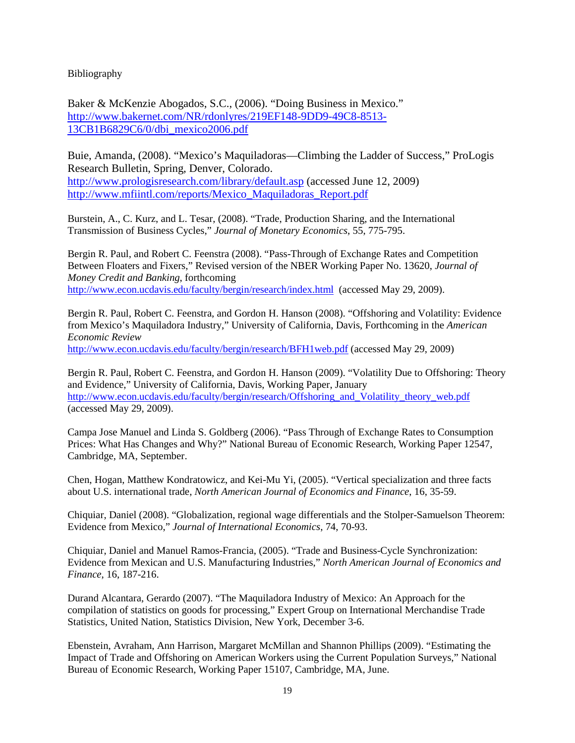Bibliography

Baker & McKenzie Abogados, S.C., (2006). "Doing Business in Mexico." http://www.bakernet.com/NR/rdonlyres/219EF148-9DD9-49C8-8513-13CB1B6829C6/0/dbi_mexico2006.pdf

Buie, Amanda, (2008). "Mexico's Maquiladoras—Climbing the Ladder of Success," ProLogis Research Bulletin, Spring, Denver, Colorado. http://www.prologisresearch.com/library/default.asp (accessed June 12, 2009) http://www.mfiintl.com/reports/Mexico_Maquiladoras_Report.pdf

Burstein, A., C. Kurz, and L. Tesar, (2008). "Trade, Production Sharing, and the International Transmission of Business Cycles," *Journal of Monetary Economics*, 55, 775-795.

Bergin R. Paul, and Robert C. Feenstra (2008). "Pass-Through of Exchange Rates and Competition Between Floaters and Fixers," Revised version of the NBER Working Paper No. 13620, *Journal of Money Credit and Banking*, forthcoming http://www.econ.ucdavis.edu/faculty/bergin/research/index.html (accessed May 29, 2009).

Bergin R. Paul, Robert C. Feenstra, and Gordon H. Hanson (2008). "Offshoring and Volatility: Evidence from Mexico's Maquiladora Industry," University of California, Davis, Forthcoming in the *American Economic Review* http://www.econ.ucdavis.edu/faculty/bergin/research/BFH1web.pdf (accessed May 29, 2009)

Bergin R. Paul, Robert C. Feenstra, and Gordon H. Hanson (2009). "Volatility Due to Offshoring: Theory and Evidence," University of California, Davis, Working Paper, January http://www.econ.ucdavis.edu/faculty/bergin/research/Offshoring_and_Volatility_theory_web.pdf (accessed May 29, 2009).

Campa Jose Manuel and Linda S. Goldberg (2006). "Pass Through of Exchange Rates to Consumption Prices: What Has Changes and Why?" National Bureau of Economic Research, Working Paper 12547, Cambridge, MA, September.

Chen, Hogan, Matthew Kondratowicz, and Kei-Mu Yi, (2005). "Vertical specialization and three facts about U.S. international trade, *North American Journal of Economics and Finance*, 16, 35-59.

Chiquiar, Daniel (2008). "Globalization, regional wage differentials and the Stolper-Samuelson Theorem: Evidence from Mexico," *Journal of International Economics*, 74, 70-93.

Chiquiar, Daniel and Manuel Ramos-Francia, (2005). "Trade and Business-Cycle Synchronization: Evidence from Mexican and U.S. Manufacturing Industries," *North American Journal of Economics and Finance*, 16, 187-216.

Durand Alcantara, Gerardo (2007). "The Maquiladora Industry of Mexico: An Approach for the compilation of statistics on goods for processing," Expert Group on International Merchandise Trade Statistics, United Nation, Statistics Division, New York, December 3-6.

Ebenstein, Avraham, Ann Harrison, Margaret McMillan and Shannon Phillips (2009). "Estimating the Impact of Trade and Offshoring on American Workers using the Current Population Surveys," National Bureau of Economic Research, Working Paper 15107, Cambridge, MA, June.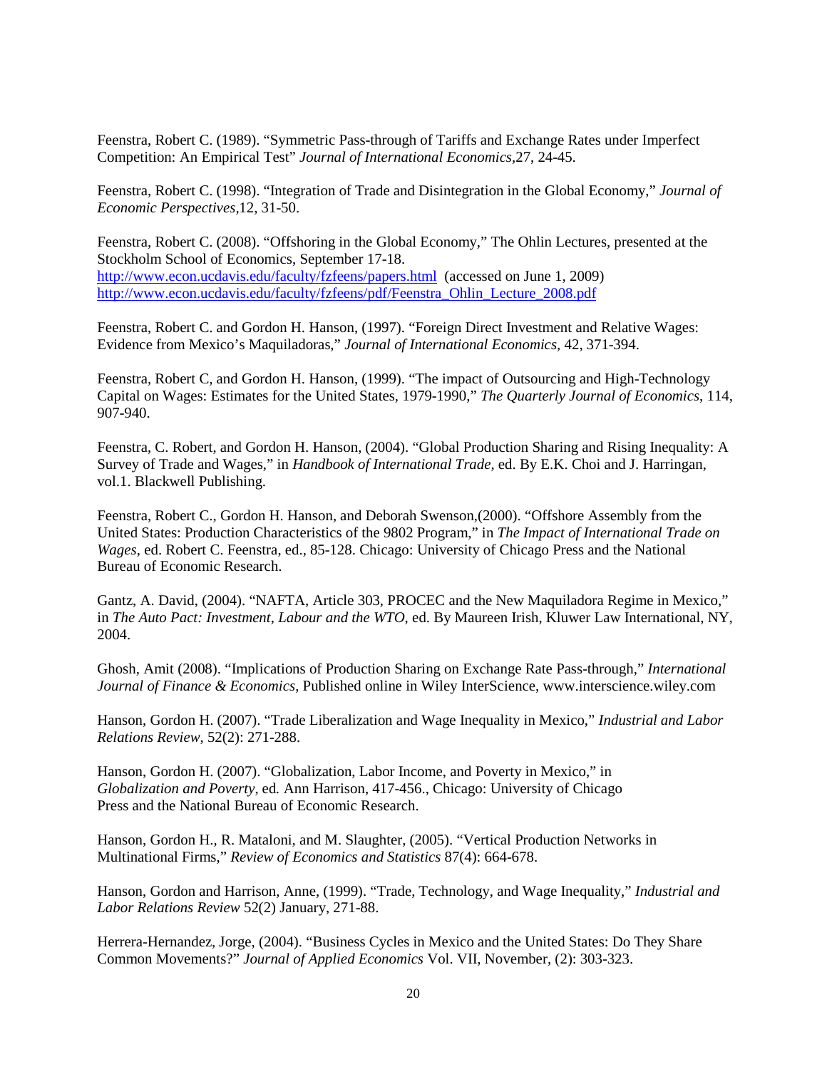Feenstra, Robert C. (1989). "Symmetric Pass-through of Tariffs and Exchange Rates under Imperfect Competition: An Empirical Test" *Journal of International Economics*,27, 24-45.

Feenstra, Robert C. (1998). "Integration of Trade and Disintegration in the Global Economy," *Journal of Economic Perspectives*,12, 31-50.

Feenstra, Robert C. (2008). "Offshoring in the Global Economy," The Ohlin Lectures, presented at the Stockholm School of Economics, September 17-18.
http://www.econ.ucdavis.edu/faculty/fzfeens/papers.html (accessed on June 1, 2009)
http://www.econ.ucdavis.edu/faculty/fzfeens/pdf/Feenstra_Ohlin_Lecture_2008.pdf

Feenstra, Robert C. and Gordon H. Hanson, (1997). "Foreign Direct Investment and Relative Wages: Evidence from Mexico's Maquiladoras," *Journal of International Economics*, 42, 371-394.

Feenstra, Robert C, and Gordon H. Hanson, (1999). "The impact of Outsourcing and High-Technology Capital on Wages: Estimates for the United States, 1979-1990," *The Quarterly Journal of Economics*, 114, 907-940.

Feenstra, C. Robert, and Gordon H. Hanson, (2004). "Global Production Sharing and Rising Inequality: A Survey of Trade and Wages," in *Handbook of International Trade*, ed. By E.K. Choi and J. Harringan, vol.1. Blackwell Publishing.

Feenstra, Robert C., Gordon H. Hanson, and Deborah Swenson,(2000). "Offshore Assembly from the United States: Production Characteristics of the 9802 Program," in *The Impact of International Trade on Wages*, ed. Robert C. Feenstra, ed., 85-128. Chicago: University of Chicago Press and the National Bureau of Economic Research.

Gantz, A. David, (2004). "NAFTA, Article 303, PROCEC and the New Maquiladora Regime in Mexico," in *The Auto Pact: Investment, Labour and the WTO*, ed. By Maureen Irish, Kluwer Law International, NY, 2004.

Ghosh, Amit (2008). "Implications of Production Sharing on Exchange Rate Pass-through," *International Journal of Finance & Economics*, Published online in Wiley InterScience, www.interscience.wiley.com

Hanson, Gordon H. (2007). "Trade Liberalization and Wage Inequality in Mexico," *Industrial and Labor Relations Review*, 52(2): 271-288.

Hanson, Gordon H. (2007). "Globalization, Labor Income, and Poverty in Mexico," in *Globalization and Poverty*, ed. Ann Harrison, 417-456., Chicago: University of Chicago Press and the National Bureau of Economic Research.

Hanson, Gordon H., R. Mataloni, and M. Slaughter, (2005). "Vertical Production Networks in Multinational Firms," *Review of Economics and Statistics* 87(4): 664-678.

Hanson, Gordon and Harrison, Anne, (1999). "Trade, Technology, and Wage Inequality," *Industrial and Labor Relations Review* 52(2) January, 271-88.

Herrera-Hernandez, Jorge, (2004). "Business Cycles in Mexico and the United States: Do They Share Common Movements?" *Journal of Applied Economics* Vol. VII, November, (2): 303-323.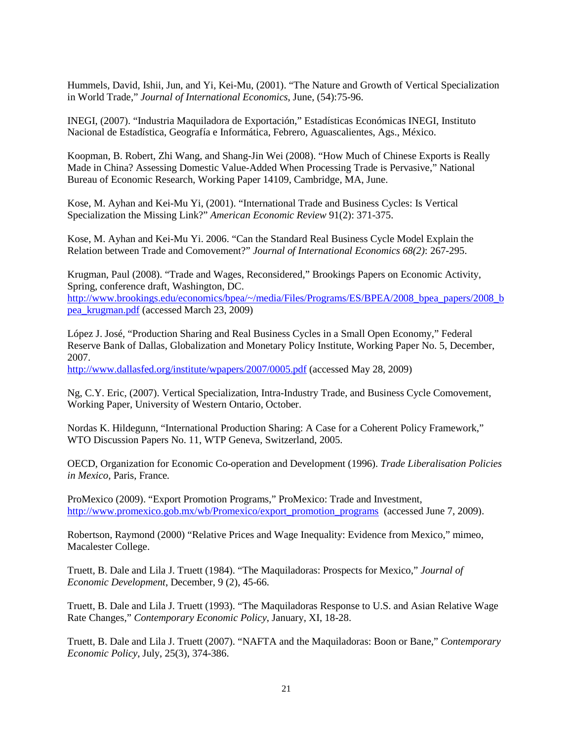Hummels, David, Ishii, Jun, and Yi, Kei-Mu, (2001). "The Nature and Growth of Vertical Specialization in World Trade," *Journal of International Economics*, June, (54):75-96.

INEGI, (2007). "Industria Maquiladora de Exportación," Estadísticas Económicas INEGI, Instituto Nacional de Estadística, Geografía e Informática, Febrero, Aguascalientes, Ags., México.

Koopman, B. Robert, Zhi Wang, and Shang-Jin Wei (2008). "How Much of Chinese Exports is Really Made in China? Assessing Domestic Value-Added When Processing Trade is Pervasive," National Bureau of Economic Research, Working Paper 14109, Cambridge, MA, June.

Kose, M. Ayhan and Kei-Mu Yi, (2001). "International Trade and Business Cycles: Is Vertical Specialization the Missing Link?" *American Economic Review* 91(2): 371-375.

Kose, M. Ayhan and Kei-Mu Yi. 2006. "Can the Standard Real Business Cycle Model Explain the Relation between Trade and Comovement?" *Journal of International Economics 68(2)*: 267-295.

Krugman, Paul (2008). "Trade and Wages, Reconsidered," Brookings Papers on Economic Activity, Spring, conference draft, Washington, DC.
http://www.brookings.edu/economics/bpea/~/media/Files/Programs/ES/BPEA/2008_bpea_papers/2008_bpea_krugman.pdf (accessed March 23, 2009)

López J. José, "Production Sharing and Real Business Cycles in a Small Open Economy," Federal Reserve Bank of Dallas, Globalization and Monetary Policy Institute, Working Paper No. 5, December, 2007.
http://www.dallasfed.org/institute/wpapers/2007/0005.pdf (accessed May 28, 2009)

Ng, C.Y. Eric, (2007). Vertical Specialization, Intra-Industry Trade, and Business Cycle Comovement, Working Paper, University of Western Ontario, October.

Nordas K. Hildegunn, "International Production Sharing: A Case for a Coherent Policy Framework," WTO Discussion Papers No. 11, WTP Geneva, Switzerland, 2005.

OECD, Organization for Economic Co-operation and Development (1996). *Trade Liberalisation Policies in Mexico,* Paris, France.

ProMexico (2009). "Export Promotion Programs," ProMexico: Trade and Investment, http://www.promexico.gob.mx/wb/Promexico/export_promotion_programs (accessed June 7, 2009).

Robertson, Raymond (2000) "Relative Prices and Wage Inequality: Evidence from Mexico," mimeo, Macalester College.

Truett, B. Dale and Lila J. Truett (1984). "The Maquiladoras: Prospects for Mexico," *Journal of Economic Development*, December, 9 (2), 45-66.

Truett, B. Dale and Lila J. Truett (1993). "The Maquiladoras Response to U.S. and Asian Relative Wage Rate Changes," *Contemporary Economic Policy*, January, XI, 18-28.

Truett, B. Dale and Lila J. Truett (2007). "NAFTA and the Maquiladoras: Boon or Bane," *Contemporary Economic Policy*, July, 25(3), 374-386.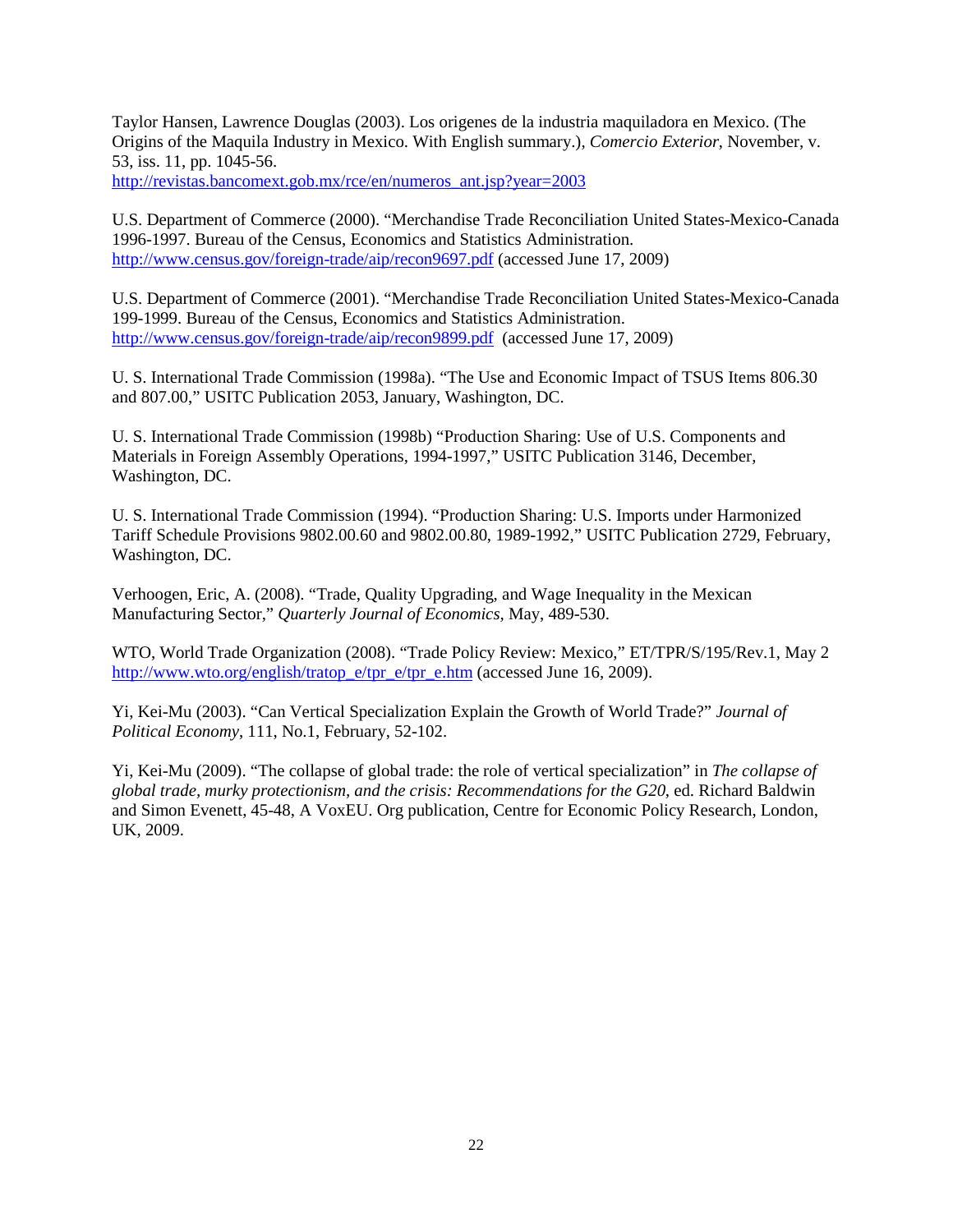Taylor Hansen, Lawrence Douglas (2003). Los origenes de la industria maquiladora en Mexico. (The Origins of the Maquila Industry in Mexico. With English summary.), *Comercio Exterior*, November, v. 53, iss. 11, pp. 1045-56.
http://revistas.bancomext.gob.mx/rce/en/numeros_ant.jsp?year=2003

U.S. Department of Commerce (2000). "Merchandise Trade Reconciliation United States-Mexico-Canada 1996-1997. Bureau of the Census, Economics and Statistics Administration.
http://www.census.gov/foreign-trade/aip/recon9697.pdf (accessed June 17, 2009)

U.S. Department of Commerce (2001). "Merchandise Trade Reconciliation United States-Mexico-Canada 199-1999. Bureau of the Census, Economics and Statistics Administration.
http://www.census.gov/foreign-trade/aip/recon9899.pdf (accessed June 17, 2009)

U. S. International Trade Commission (1998a). "The Use and Economic Impact of TSUS Items 806.30 and 807.00," USITC Publication 2053, January, Washington, DC.

U. S. International Trade Commission (1998b) "Production Sharing: Use of U.S. Components and Materials in Foreign Assembly Operations, 1994-1997," USITC Publication 3146, December, Washington, DC.

U. S. International Trade Commission (1994). "Production Sharing: U.S. Imports under Harmonized Tariff Schedule Provisions 9802.00.60 and 9802.00.80, 1989-1992," USITC Publication 2729, February, Washington, DC.

Verhoogen, Eric, A. (2008). "Trade, Quality Upgrading, and Wage Inequality in the Mexican Manufacturing Sector," *Quarterly Journal of Economics*, May, 489-530.

WTO, World Trade Organization (2008). "Trade Policy Review: Mexico," ET/TPR/S/195/Rev.1, May 2
http://www.wto.org/english/tratop_e/tpr_e/tpr_e.htm (accessed June 16, 2009).

Yi, Kei-Mu (2003). "Can Vertical Specialization Explain the Growth of World Trade?" *Journal of Political Economy*, 111, No.1, February, 52-102.

Yi, Kei-Mu (2009). "The collapse of global trade: the role of vertical specialization" in *The collapse of global trade, murky protectionism, and the crisis: Recommendations for the G20*, ed. Richard Baldwin and Simon Evenett, 45-48, A VoxEU. Org publication, Centre for Economic Policy Research, London, UK, 2009.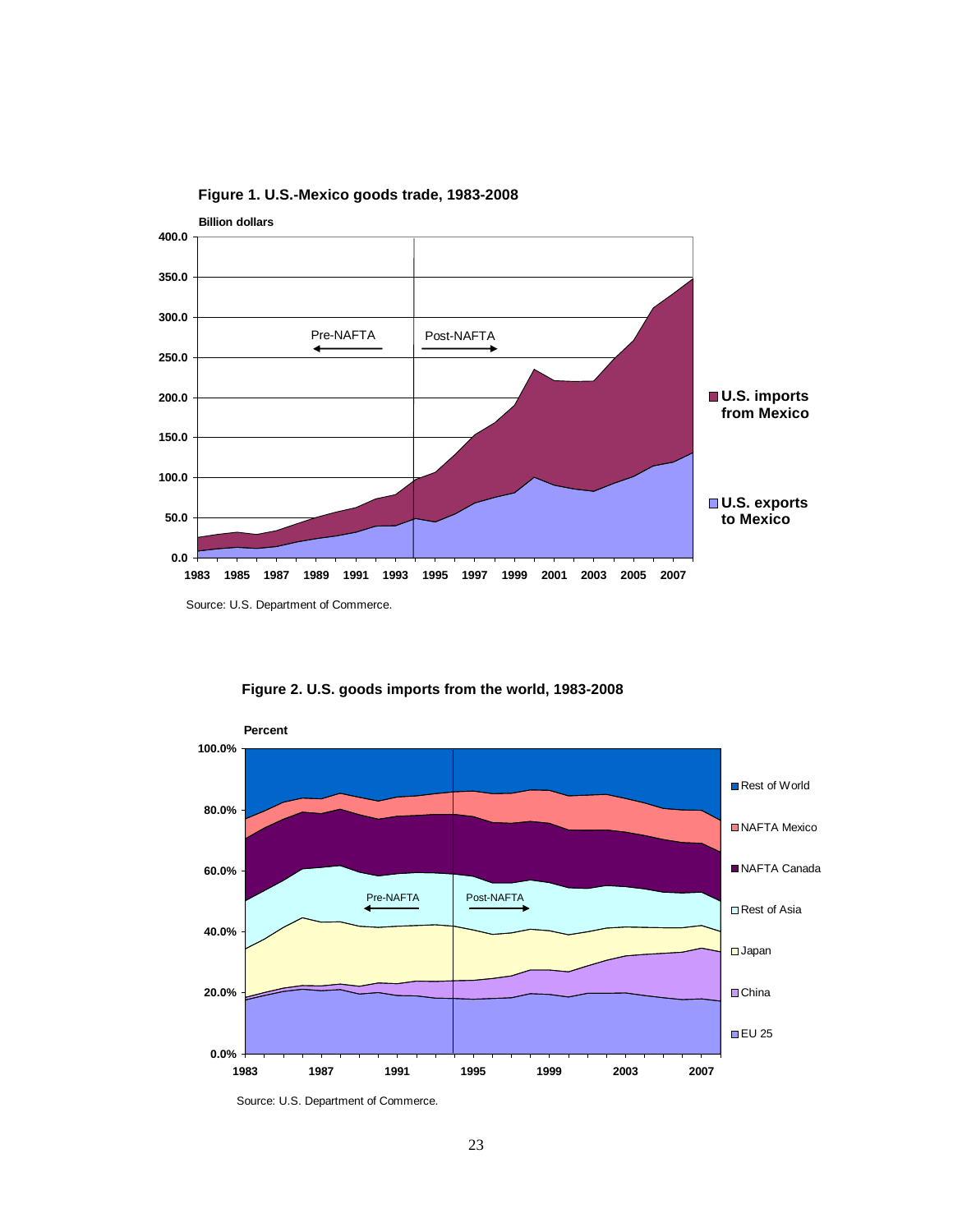**Figure 1. U.S.-Mexico goods trade, 1983-2008**

Source: U.S. Department of Commerce.

**Figure 2. U.S. goods imports from the world, 1983-2008**

Source: U.S. Department of Commerce.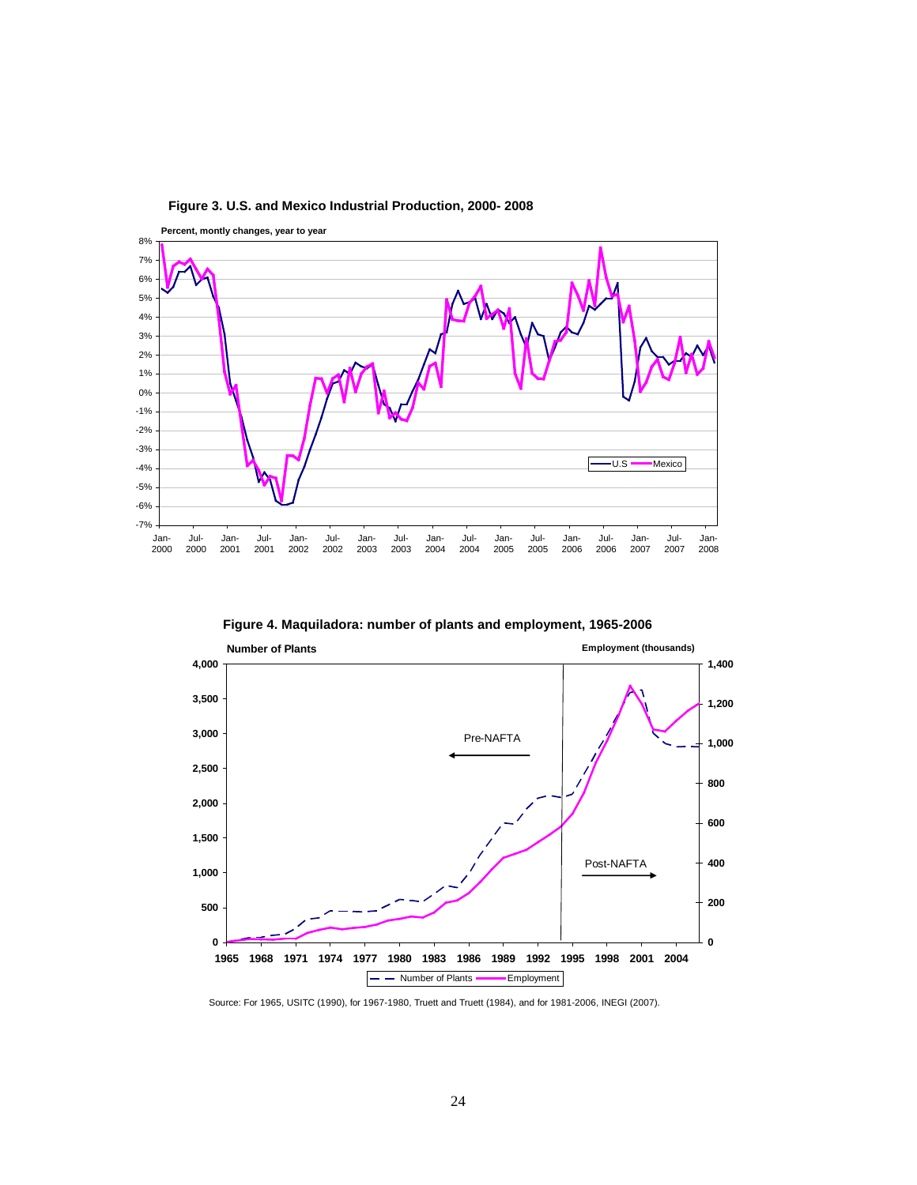**Figure 3. U.S. and Mexico Industrial Production, 2000- 2008**

**Figure 4. Maquiladora: number of plants and employment, 1965-2006**

Source: For 1965, USITC (1990), for 1967-1980, Truett and Truett (1984), and for 1981-2006, INEGI (2007).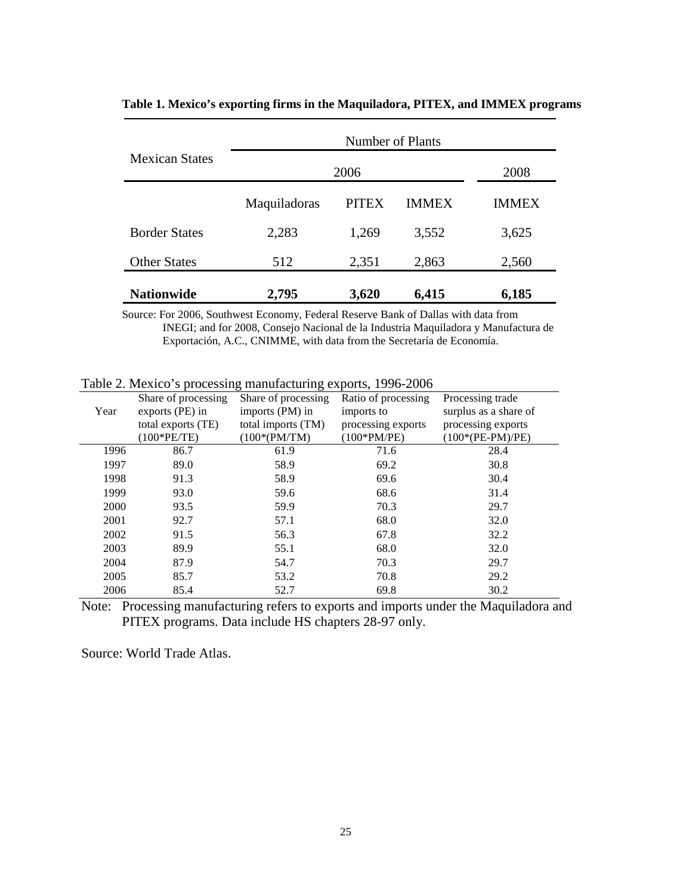**Table 1. Mexico's exporting firms in the Maquiladora, PITEX, and IMMEX programs**

| Mexican States | Number of Plants | | | |
|---|---|---|---|---|
| | 2006 | | | 2008 |
| | Maquiladoras | PITEX | IMMEX | IMMEX |
| Border States | 2,283 | 1,269 | 3,552 | 3,625 |
| Other States | 512 | 2,351 | 2,863 | 2,560 |
| **Nationwide** | **2,795** | **3,620** | **6,415** | **6,185** |

Source: For 2006, Southwest Economy, Federal Reserve Bank of Dallas with data from INEGI; and for 2008, Consejo Nacional de la Industria Maquiladora y Manufactura de Exportación, A.C., CNIMME, with data from the Secretaría de Economía.

Table 2. Mexico's processing manufacturing exports, 1996-2006

| Year | Share of processing exports (PE) in total exports (TE) (100*PE/TE) | Share of processing imports (PM) in total imports (TM) (100*(PM/TM) | Ratio of processing imports to processing exports (100*PM/PE) | Processing trade surplus as a share of processing exports (100*(PE-PM)/PE) |
|---|---|---|---|---|
| 1996 | 86.7 | 61.9 | 71.6 | 28.4 |
| 1997 | 89.0 | 58.9 | 69.2 | 30.8 |
| 1998 | 91.3 | 58.9 | 69.6 | 30.4 |
| 1999 | 93.0 | 59.6 | 68.6 | 31.4 |
| 2000 | 93.5 | 59.9 | 70.3 | 29.7 |
| 2001 | 92.7 | 57.1 | 68.0 | 32.0 |
| 2002 | 91.5 | 56.3 | 67.8 | 32.2 |
| 2003 | 89.9 | 55.1 | 68.0 | 32.0 |
| 2004 | 87.9 | 54.7 | 70.3 | 29.7 |
| 2005 | 85.7 | 53.2 | 70.8 | 29.2 |
| 2006 | 85.4 | 52.7 | 69.8 | 30.2 |

Note: Processing manufacturing refers to exports and imports under the Maquiladora and PITEX programs. Data include HS chapters 28-97 only.

Source: World Trade Atlas.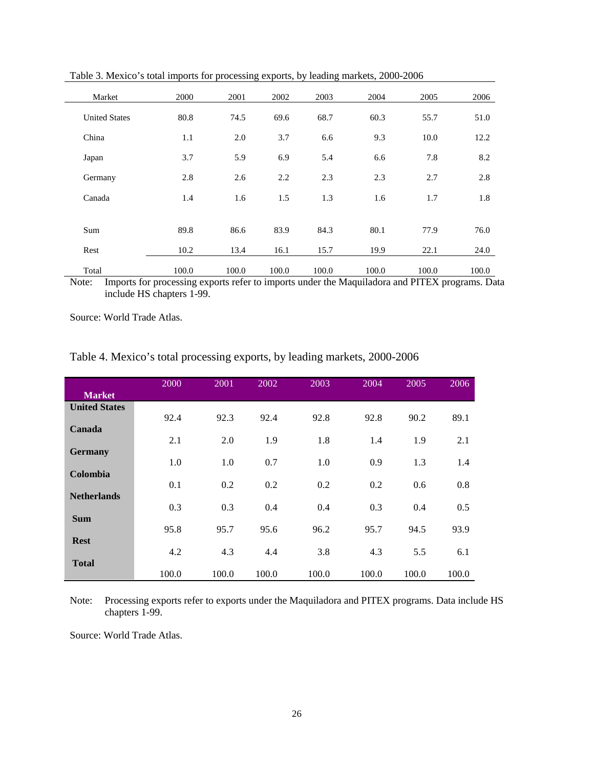Table 3. Mexico's total imports for processing exports, by leading markets, 2000-2006

| Market | 2000 | 2001 | 2002 | 2003 | 2004 | 2005 | 2006 |
|---|---|---|---|---|---|---|---|
| United States | 80.8 | 74.5 | 69.6 | 68.7 | 60.3 | 55.7 | 51.0 |
| China | 1.1 | 2.0 | 3.7 | 6.6 | 9.3 | 10.0 | 12.2 |
| Japan | 3.7 | 5.9 | 6.9 | 5.4 | 6.6 | 7.8 | 8.2 |
| Germany | 2.8 | 2.6 | 2.2 | 2.3 | 2.3 | 2.7 | 2.8 |
| Canada | 1.4 | 1.6 | 1.5 | 1.3 | 1.6 | 1.7 | 1.8 |
| Sum | 89.8 | 86.6 | 83.9 | 84.3 | 80.1 | 77.9 | 76.0 |
| Rest | 10.2 | 13.4 | 16.1 | 15.7 | 19.9 | 22.1 | 24.0 |
| Total | 100.0 | 100.0 | 100.0 | 100.0 | 100.0 | 100.0 | 100.0 |

Note: Imports for processing exports refer to imports under the Maquiladora and PITEX programs. Data include HS chapters 1-99.

Source: World Trade Atlas.

Table 4. Mexico's total processing exports, by leading markets, 2000-2006

| Market | 2000 | 2001 | 2002 | 2003 | 2004 | 2005 | 2006 |
|---|---|---|---|---|---|---|---|
| **United States** | 92.4 | 92.3 | 92.4 | 92.8 | 92.8 | 90.2 | 89.1 |
| **Canada** | 2.1 | 2.0 | 1.9 | 1.8 | 1.4 | 1.9 | 2.1 |
| **Germany** | 1.0 | 1.0 | 0.7 | 1.0 | 0.9 | 1.3 | 1.4 |
| **Colombia** | 0.1 | 0.2 | 0.2 | 0.2 | 0.2 | 0.6 | 0.8 |
| **Netherlands** | 0.3 | 0.3 | 0.4 | 0.4 | 0.3 | 0.4 | 0.5 |
| **Sum** | 95.8 | 95.7 | 95.6 | 96.2 | 95.7 | 94.5 | 93.9 |
| **Rest** | 4.2 | 4.3 | 4.4 | 3.8 | 4.3 | 5.5 | 6.1 |
| **Total** | 100.0 | 100.0 | 100.0 | 100.0 | 100.0 | 100.0 | 100.0 |

Note: Processing exports refer to exports under the Maquiladora and PITEX programs. Data include HS chapters 1-99.

Source: World Trade Atlas.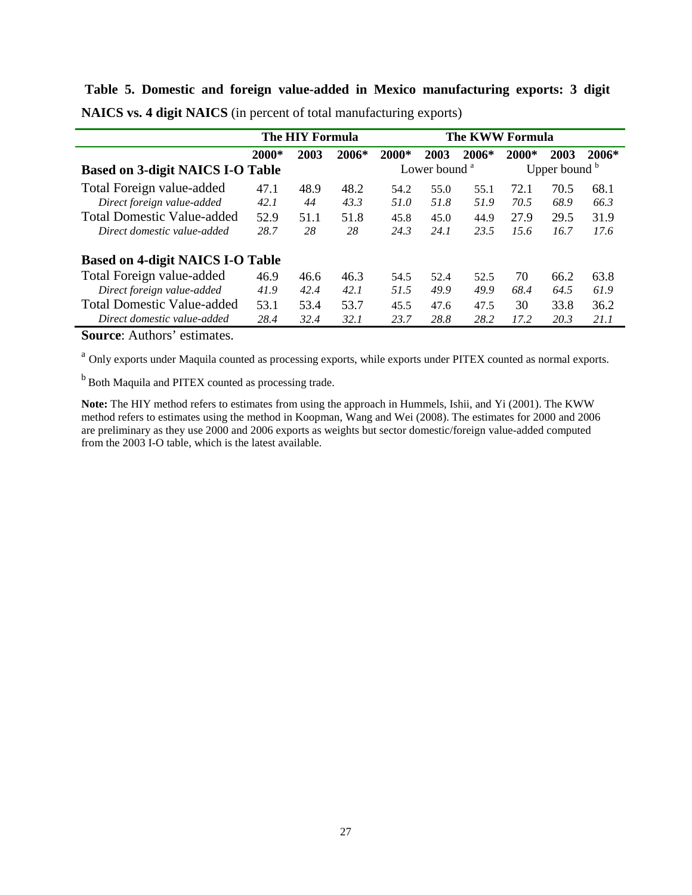**Table 5. Domestic and foreign value-added in Mexico manufacturing exports: 3 digit NAICS vs. 4 digit NAICS** (in percent of total manufacturing exports)

| | The HIY Formula | | | The KWW Formula | | | | | |
|---|---|---|---|---|---|---|---|---|---|
| | **2000*** | **2003** | **2006*** | **2000*** | **2003** | **2006*** | **2000*** | **2003** | **2006*** |
| **Based on 3-digit NAICS I-O Table** | | | | Lower bound [a] | | | Upper bound [b] | | |
| Total Foreign value-added | 47.1 | 48.9 | 48.2 | 54.2 | 55.0 | 55.1 | 72.1 | 70.5 | 68.1 |
| *Direct foreign value-added* | *42.1* | *44* | *43.3* | *51.0* | *51.8* | *51.9* | *70.5* | *68.9* | *66.3* |
| Total Domestic Value-added | 52.9 | 51.1 | 51.8 | 45.8 | 45.0 | 44.9 | 27.9 | 29.5 | 31.9 |
| *Direct domestic value-added* | *28.7* | *28* | *28* | *24.3* | *24.1* | *23.5* | *15.6* | *16.7* | *17.6* |
| **Based on 4-digit NAICS I-O Table** | | | | | | | | | |
| Total Foreign value-added | 46.9 | 46.6 | 46.3 | 54.5 | 52.4 | 52.5 | 70 | 66.2 | 63.8 |
| *Direct foreign value-added* | *41.9* | *42.4* | *42.1* | *51.5* | *49.9* | *49.9* | *68.4* | *64.5* | *61.9* |
| Total Domestic Value-added | 53.1 | 53.4 | 53.7 | 45.5 | 47.6 | 47.5 | 30 | 33.8 | 36.2 |
| *Direct domestic value-added* | *28.4* | *32.4* | *32.1* | *23.7* | *28.8* | *28.2* | *17.2* | *20.3* | *21.1* |

**Source**: Authors' estimates.

[a] Only exports under Maquila counted as processing exports, while exports under PITEX counted as normal exports.

[b] Both Maquila and PITEX counted as processing trade.

**Note:** The HIY method refers to estimates from using the approach in Hummels, Ishii, and Yi (2001). The KWW method refers to estimates using the method in Koopman, Wang and Wei (2008). The estimates for 2000 and 2006 are preliminary as they use 2000 and 2006 exports as weights but sector domestic/foreign value-added computed from the 2003 I-O table, which is the latest available.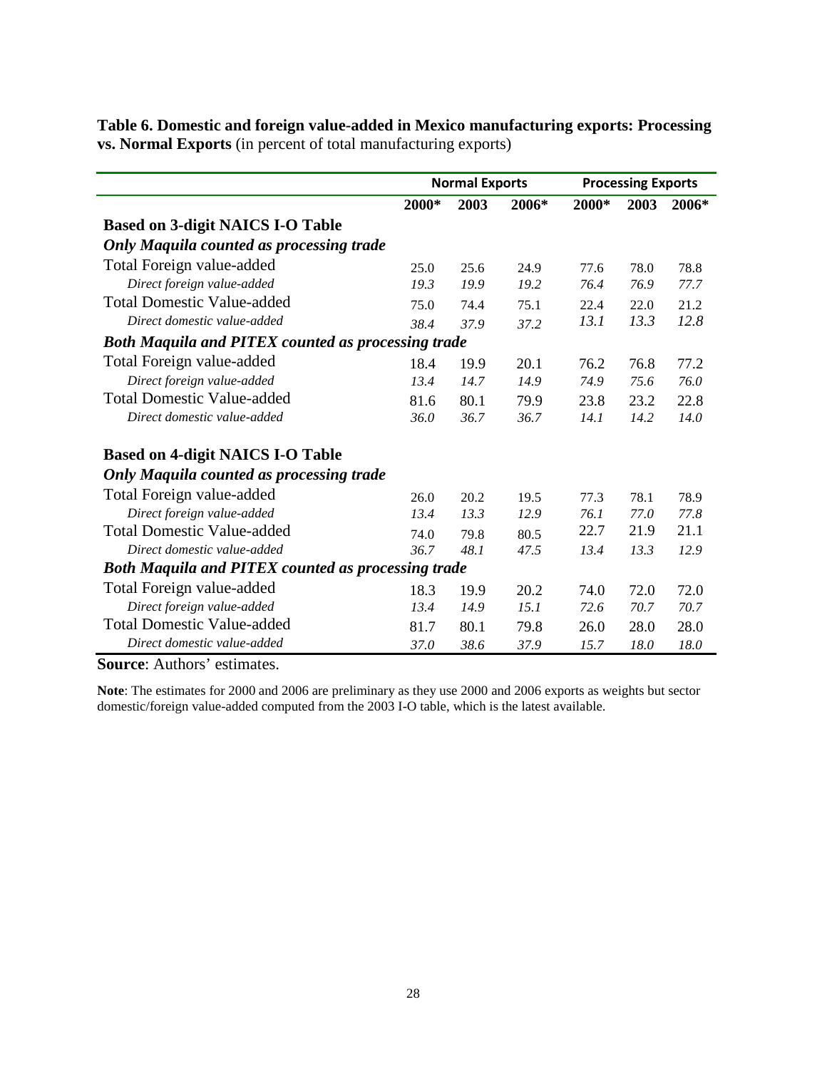**Table 6. Domestic and foreign value-added in Mexico manufacturing exports: Processing vs. Normal Exports** (in percent of total manufacturing exports)

| | Normal Exports | | | Processing Exports | | |
|---|---|---|---|---|---|---|
| | 2000* | 2003 | 2006* | 2000* | 2003 | 2006* |
| **Based on 3-digit NAICS I-O Table** | | | | | | |
| ***Only Maquila counted as processing trade*** | | | | | | |
| Total Foreign value-added | 25.0 | 25.6 | 24.9 | 77.6 | 78.0 | 78.8 |
| *Direct foreign value-added* | *19.3* | *19.9* | *19.2* | *76.4* | *76.9* | *77.7* |
| Total Domestic Value-added | 75.0 | 74.4 | 75.1 | 22.4 | 22.0 | 21.2 |
| *Direct domestic value-added* | *38.4* | *37.9* | *37.2* | *13.1* | *13.3* | *12.8* |
| ***Both Maquila and PITEX counted as processing trade*** | | | | | | |
| Total Foreign value-added | 18.4 | 19.9 | 20.1 | 76.2 | 76.8 | 77.2 |
| *Direct foreign value-added* | *13.4* | *14.7* | *14.9* | *74.9* | *75.6* | *76.0* |
| Total Domestic Value-added | 81.6 | 80.1 | 79.9 | 23.8 | 23.2 | 22.8 |
| *Direct domestic value-added* | *36.0* | *36.7* | *36.7* | *14.1* | *14.2* | *14.0* |
| **Based on 4-digit NAICS I-O Table** | | | | | | |
| ***Only Maquila counted as processing trade*** | | | | | | |
| Total Foreign value-added | 26.0 | 20.2 | 19.5 | 77.3 | 78.1 | 78.9 |
| *Direct foreign value-added* | *13.4* | *13.3* | *12.9* | *76.1* | *77.0* | *77.8* |
| Total Domestic Value-added | 74.0 | 79.8 | 80.5 | 22.7 | 21.9 | 21.1 |
| *Direct domestic value-added* | *36.7* | *48.1* | *47.5* | *13.4* | *13.3* | *12.9* |
| ***Both Maquila and PITEX counted as processing trade*** | | | | | | |
| Total Foreign value-added | 18.3 | 19.9 | 20.2 | 74.0 | 72.0 | 72.0 |
| *Direct foreign value-added* | *13.4* | *14.9* | *15.1* | *72.6* | *70.7* | *70.7* |
| Total Domestic Value-added | 81.7 | 80.1 | 79.8 | 26.0 | 28.0 | 28.0 |
| *Direct domestic value-added* | *37.0* | *38.6* | *37.9* | *15.7* | *18.0* | *18.0* |

**Source**: Authors' estimates.

**Note**: The estimates for 2000 and 2006 are preliminary as they use 2000 and 2006 exports as weights but sector domestic/foreign value-added computed from the 2003 I-O table, which is the latest available.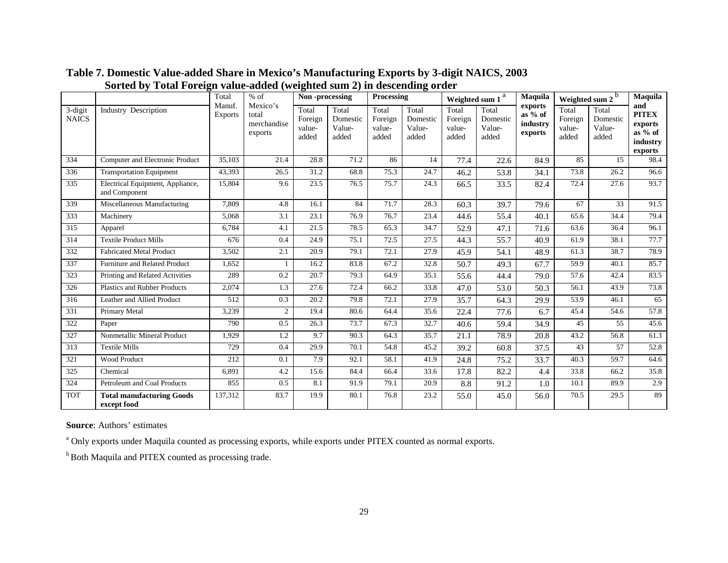**Table 7. Domestic Value-added Share in Mexico's Manufacturing Exports by 3-digit NAICS, 2003 Sorted by Total Foreign value-added (weighted sum 2) in descending order**

| 3-digit NAICS | Industry Description | Total Manuf. Exports | % of Mexico's total merchandise exports | Non -processing | | Processing | | Weighted sum 1 [a] | | Maquila exports as % of industry exports | Weighted sum 2 [b] | | Maquila and PITEX exports as % of industry exports |
|---|---|---|---|---|---|---|---|---|---|---|---|---|---|
| | | | | Total Foreign value-added | Total Domestic Value-added | Total Foreign value-added | Total Domestic Value-added | Total Foreign value-added | Total Domestic Value-added | | Total Foreign value-added | Total Domestic Value-added | |
| 334 | Computer and Electronic Product | 35,103 | 21.4 | 28.8 | 71.2 | 86 | 14 | 77.4 | 22.6 | 84.9 | 85 | 15 | 98.4 |
| 336 | Transportation Equipment | 43,393 | 26.5 | 31.2 | 68.8 | 75.3 | 24.7 | 46.2 | 53.8 | 34.1 | 73.8 | 26.2 | 96.6 |
| 335 | Electrical Equipment, Appliance, and Component | 15,804 | 9.6 | 23.5 | 76.5 | 75.7 | 24.3 | 66.5 | 33.5 | 82.4 | 72.4 | 27.6 | 93.7 |
| 339 | Miscellaneous Manufacturing | 7,809 | 4.8 | 16.1 | 84 | 71.7 | 28.3 | 60.3 | 39.7 | 79.6 | 67 | 33 | 91.5 |
| 333 | Machinery | 5,068 | 3.1 | 23.1 | 76.9 | 76.7 | 23.4 | 44.6 | 55.4 | 40.1 | 65.6 | 34.4 | 79.4 |
| 315 | Apparel | 6,784 | 4.1 | 21.5 | 78.5 | 65.3 | 34.7 | 52.9 | 47.1 | 71.6 | 63.6 | 36.4 | 96.1 |
| 314 | Textile Product Mills | 676 | 0.4 | 24.9 | 75.1 | 72.5 | 27.5 | 44.3 | 55.7 | 40.9 | 61.9 | 38.1 | 77.7 |
| 332 | Fabricated Metal Product | 3,502 | 2.1 | 20.9 | 79.1 | 72.1 | 27.9 | 45.9 | 54.1 | 48.9 | 61.3 | 38.7 | 78.9 |
| 337 | Furniture and Related Product | 1,652 | 1 | 16.2 | 83.8 | 67.2 | 32.8 | 50.7 | 49.3 | 67.7 | 59.9 | 40.1 | 85.7 |
| 323 | Printing and Related Activities | 289 | 0.2 | 20.7 | 79.3 | 64.9 | 35.1 | 55.6 | 44.4 | 79.0 | 57.6 | 42.4 | 83.5 |
| 326 | Plastics and Rubber Products | 2,074 | 1.3 | 27.6 | 72.4 | 66.2 | 33.8 | 47.0 | 53.0 | 50.3 | 56.1 | 43.9 | 73.8 |
| 316 | Leather and Allied Product | 512 | 0.3 | 20.2 | 79.8 | 72.1 | 27.9 | 35.7 | 64.3 | 29.9 | 53.9 | 46.1 | 65 |
| 331 | Primary Metal | 3,239 | 2 | 19.4 | 80.6 | 64.4 | 35.6 | 22.4 | 77.6 | 6.7 | 45.4 | 54.6 | 57.8 |
| 322 | Paper | 790 | 0.5 | 26.3 | 73.7 | 67.3 | 32.7 | 40.6 | 59.4 | 34.9 | 45 | 55 | 45.6 |
| 327 | Nonmetallic Mineral Product | 1,929 | 1.2 | 9.7 | 90.3 | 64.3 | 35.7 | 21.1 | 78.9 | 20.8 | 43.2 | 56.8 | 61.3 |
| 313 | Textile Mills | 729 | 0.4 | 29.9 | 70.1 | 54.8 | 45.2 | 39.2 | 60.8 | 37.5 | 43 | 57 | 52.8 |
| 321 | Wood Product | 212 | 0.1 | 7.9 | 92.1 | 58.1 | 41.9 | 24.8 | 75.2 | 33.7 | 40.3 | 59.7 | 64.6 |
| 325 | Chemical | 6,891 | 4.2 | 15.6 | 84.4 | 66.4 | 33.6 | 17.8 | 82.2 | 4.4 | 33.8 | 66.2 | 35.8 |
| 324 | Petroleum and Coal Products | 855 | 0.5 | 8.1 | 91.9 | 79.1 | 20.9 | 8.8 | 91.2 | 1.0 | 10.1 | 89.9 | 2.9 |
| TOT | **Total manufacturing Goods except food** | 137,312 | 83.7 | 19.9 | 80.1 | 76.8 | 23.2 | 55.0 | 45.0 | 56.0 | 70.5 | 29.5 | 89 |

**Source**: Authors' estimates

[a] Only exports under Maquila counted as processing exports, while exports under PITEX counted as normal exports.

[b] Both Maquila and PITEX counted as processing trade.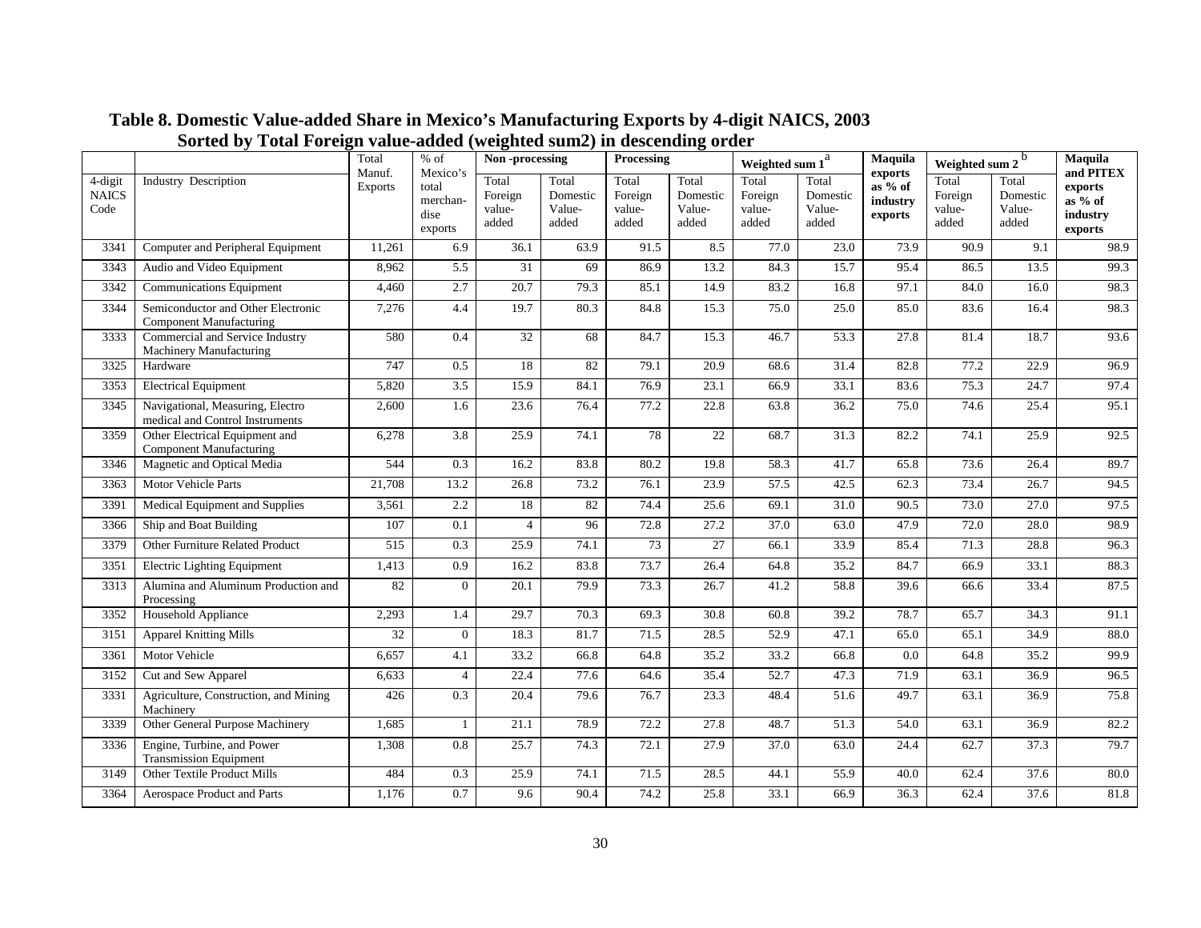**Table 8. Domestic Value-added Share in Mexico's Manufacturing Exports by 4-digit NAICS, 2003**
**Sorted by Total Foreign value-added (weighted sum2) in descending order**

| 4-digit NAICS Code | Industry Description | Total Manuf. Exports | % of Mexico's total merchandise exports | Non -processing | | Processing | | Weighted sum 1[a] | | Maquila exports as % of industry exports | Weighted sum 2[b] | | Maquila and PITEX exports as % of industry exports |
|---|---|---|---|---|---|---|---|---|---|---|---|---|---|
| | | | | Total Foreign value-added | Total Domestic Value-added | Total Foreign value-added | Total Domestic Value-added | Total Foreign value-added | Total Domestic Value-added | | Total Foreign value-added | Total Domestic Value-added | |
| 3341 | Computer and Peripheral Equipment | 11,261 | 6.9 | 36.1 | 63.9 | 91.5 | 8.5 | 77.0 | 23.0 | 73.9 | 90.9 | 9.1 | 98.9 |
| 3343 | Audio and Video Equipment | 8,962 | 5.5 | 31 | 69 | 86.9 | 13.2 | 84.3 | 15.7 | 95.4 | 86.5 | 13.5 | 99.3 |
| 3342 | Communications Equipment | 4,460 | 2.7 | 20.7 | 79.3 | 85.1 | 14.9 | 83.2 | 16.8 | 97.1 | 84.0 | 16.0 | 98.3 |
| 3344 | Semiconductor and Other Electronic Component Manufacturing | 7,276 | 4.4 | 19.7 | 80.3 | 84.8 | 15.3 | 75.0 | 25.0 | 85.0 | 83.6 | 16.4 | 98.3 |
| 3333 | Commercial and Service Industry Machinery Manufacturing | 580 | 0.4 | 32 | 68 | 84.7 | 15.3 | 46.7 | 53.3 | 27.8 | 81.4 | 18.7 | 93.6 |
| 3325 | Hardware | 747 | 0.5 | 18 | 82 | 79.1 | 20.9 | 68.6 | 31.4 | 82.8 | 77.2 | 22.9 | 96.9 |
| 3353 | Electrical Equipment | 5,820 | 3.5 | 15.9 | 84.1 | 76.9 | 23.1 | 66.9 | 33.1 | 83.6 | 75.3 | 24.7 | 97.4 |
| 3345 | Navigational, Measuring, Electro medical and Control Instruments | 2,600 | 1.6 | 23.6 | 76.4 | 77.2 | 22.8 | 63.8 | 36.2 | 75.0 | 74.6 | 25.4 | 95.1 |
| 3359 | Other Electrical Equipment and Component Manufacturing | 6,278 | 3.8 | 25.9 | 74.1 | 78 | 22 | 68.7 | 31.3 | 82.2 | 74.1 | 25.9 | 92.5 |
| 3346 | Magnetic and Optical Media | 544 | 0.3 | 16.2 | 83.8 | 80.2 | 19.8 | 58.3 | 41.7 | 65.8 | 73.6 | 26.4 | 89.7 |
| 3363 | Motor Vehicle Parts | 21,708 | 13.2 | 26.8 | 73.2 | 76.1 | 23.9 | 57.5 | 42.5 | 62.3 | 73.4 | 26.7 | 94.5 |
| 3391 | Medical Equipment and Supplies | 3,561 | 2.2 | 18 | 82 | 74.4 | 25.6 | 69.1 | 31.0 | 90.5 | 73.0 | 27.0 | 97.5 |
| 3366 | Ship and Boat Building | 107 | 0.1 | 4 | 96 | 72.8 | 27.2 | 37.0 | 63.0 | 47.9 | 72.0 | 28.0 | 98.9 |
| 3379 | Other Furniture Related Product | 515 | 0.3 | 25.9 | 74.1 | 73 | 27 | 66.1 | 33.9 | 85.4 | 71.3 | 28.8 | 96.3 |
| 3351 | Electric Lighting Equipment | 1,413 | 0.9 | 16.2 | 83.8 | 73.7 | 26.4 | 64.8 | 35.2 | 84.7 | 66.9 | 33.1 | 88.3 |
| 3313 | Alumina and Aluminum Production and Processing | 82 | 0 | 20.1 | 79.9 | 73.3 | 26.7 | 41.2 | 58.8 | 39.6 | 66.6 | 33.4 | 87.5 |
| 3352 | Household Appliance | 2,293 | 1.4 | 29.7 | 70.3 | 69.3 | 30.8 | 60.8 | 39.2 | 78.7 | 65.7 | 34.3 | 91.1 |
| 3151 | Apparel Knitting Mills | 32 | 0 | 18.3 | 81.7 | 71.5 | 28.5 | 52.9 | 47.1 | 65.0 | 65.1 | 34.9 | 88.0 |
| 3361 | Motor Vehicle | 6,657 | 4.1 | 33.2 | 66.8 | 64.8 | 35.2 | 33.2 | 66.8 | 0.0 | 64.8 | 35.2 | 99.9 |
| 3152 | Cut and Sew Apparel | 6,633 | 4 | 22.4 | 77.6 | 64.6 | 35.4 | 52.7 | 47.3 | 71.9 | 63.1 | 36.9 | 96.5 |
| 3331 | Agriculture, Construction, and Mining Machinery | 426 | 0.3 | 20.4 | 79.6 | 76.7 | 23.3 | 48.4 | 51.6 | 49.7 | 63.1 | 36.9 | 75.8 |
| 3339 | Other General Purpose Machinery | 1,685 | 1 | 21.1 | 78.9 | 72.2 | 27.8 | 48.7 | 51.3 | 54.0 | 63.1 | 36.9 | 82.2 |
| 3336 | Engine, Turbine, and Power Transmission Equipment | 1,308 | 0.8 | 25.7 | 74.3 | 72.1 | 27.9 | 37.0 | 63.0 | 24.4 | 62.7 | 37.3 | 79.7 |
| 3149 | Other Textile Product Mills | 484 | 0.3 | 25.9 | 74.1 | 71.5 | 28.5 | 44.1 | 55.9 | 40.0 | 62.4 | 37.6 | 80.0 |
| 3364 | Aerospace Product and Parts | 1,176 | 0.7 | 9.6 | 90.4 | 74.2 | 25.8 | 33.1 | 66.9 | 36.3 | 62.4 | 37.6 | 81.8 |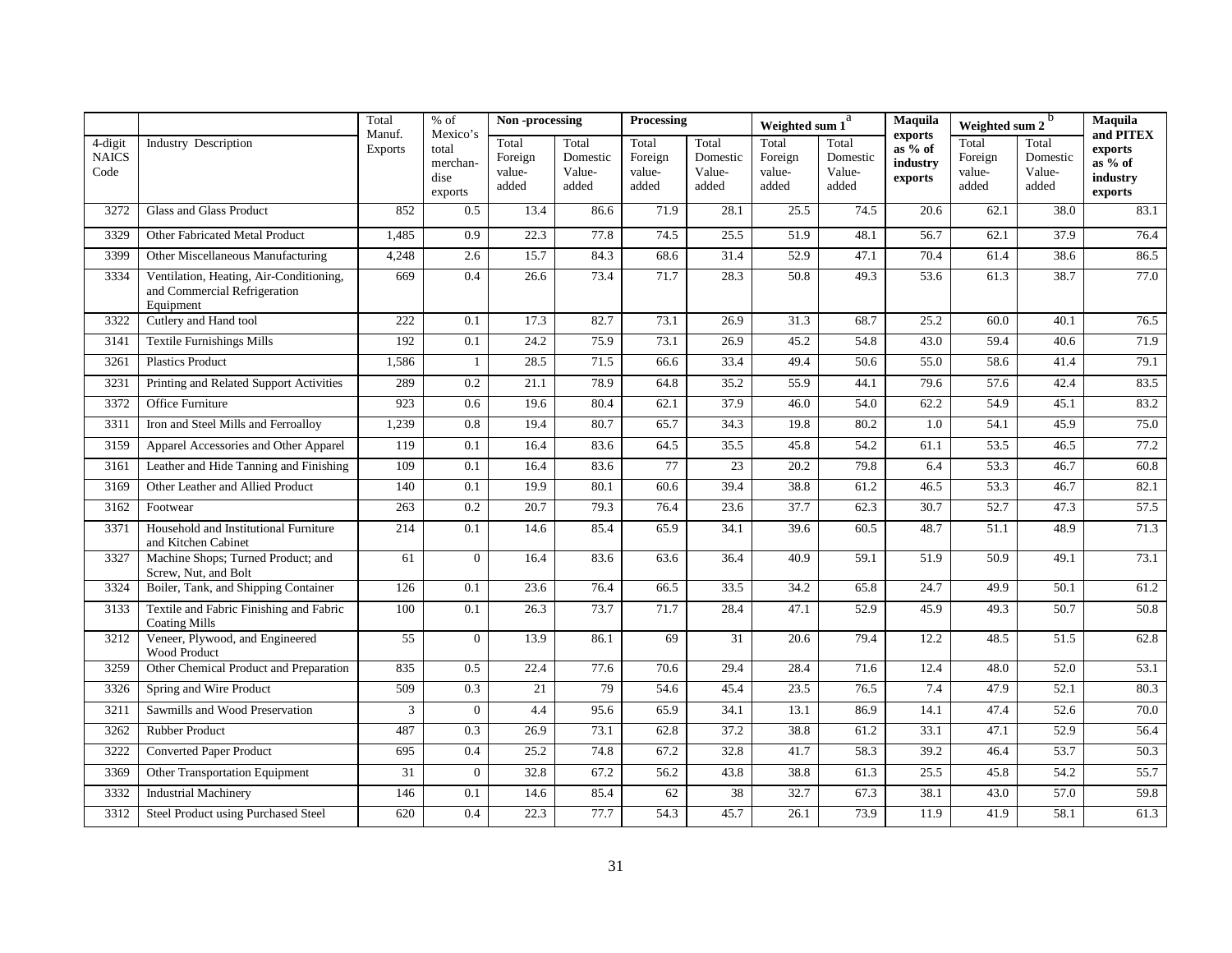| 4-digit NAICS Code | Industry Description | Total Manuf. Exports | % of Mexico's total merchan-dise exports | Non -processing | | Processing | | Weighted sum 1[a] | | Maquila exports as % of industry exports | Weighted sum 2[b] | | Maquila and PITEX exports as % of industry exports |
|---|---|---|---|---|---|---|---|---|---|---|---|---|---|
| | | | | Total Foreign value-added | Total Domestic Value-added | Total Foreign value-added | Total Domestic Value-added | Total Foreign value-added | Total Domestic Value-added | | Total Foreign value-added | Total Domestic Value-added | |
| 3272 | Glass and Glass Product | 852 | 0.5 | 13.4 | 86.6 | 71.9 | 28.1 | 25.5 | 74.5 | 20.6 | 62.1 | 38.0 | 83.1 |
| 3329 | Other Fabricated Metal Product | 1,485 | 0.9 | 22.3 | 77.8 | 74.5 | 25.5 | 51.9 | 48.1 | 56.7 | 62.1 | 37.9 | 76.4 |
| 3399 | Other Miscellaneous Manufacturing | 4,248 | 2.6 | 15.7 | 84.3 | 68.6 | 31.4 | 52.9 | 47.1 | 70.4 | 61.4 | 38.6 | 86.5 |
| 3334 | Ventilation, Heating, Air-Conditioning, and Commercial Refrigeration Equipment | 669 | 0.4 | 26.6 | 73.4 | 71.7 | 28.3 | 50.8 | 49.3 | 53.6 | 61.3 | 38.7 | 77.0 |
| 3322 | Cutlery and Hand tool | 222 | 0.1 | 17.3 | 82.7 | 73.1 | 26.9 | 31.3 | 68.7 | 25.2 | 60.0 | 40.1 | 76.5 |
| 3141 | Textile Furnishings Mills | 192 | 0.1 | 24.2 | 75.9 | 73.1 | 26.9 | 45.2 | 54.8 | 43.0 | 59.4 | 40.6 | 71.9 |
| 3261 | Plastics Product | 1,586 | 1 | 28.5 | 71.5 | 66.6 | 33.4 | 49.4 | 50.6 | 55.0 | 58.6 | 41.4 | 79.1 |
| 3231 | Printing and Related Support Activities | 289 | 0.2 | 21.1 | 78.9 | 64.8 | 35.2 | 55.9 | 44.1 | 79.6 | 57.6 | 42.4 | 83.5 |
| 3372 | Office Furniture | 923 | 0.6 | 19.6 | 80.4 | 62.1 | 37.9 | 46.0 | 54.0 | 62.2 | 54.9 | 45.1 | 83.2 |
| 3311 | Iron and Steel Mills and Ferroalloy | 1,239 | 0.8 | 19.4 | 80.7 | 65.7 | 34.3 | 19.8 | 80.2 | 1.0 | 54.1 | 45.9 | 75.0 |
| 3159 | Apparel Accessories and Other Apparel | 119 | 0.1 | 16.4 | 83.6 | 64.5 | 35.5 | 45.8 | 54.2 | 61.1 | 53.5 | 46.5 | 77.2 |
| 3161 | Leather and Hide Tanning and Finishing | 109 | 0.1 | 16.4 | 83.6 | 77 | 23 | 20.2 | 79.8 | 6.4 | 53.3 | 46.7 | 60.8 |
| 3169 | Other Leather and Allied Product | 140 | 0.1 | 19.9 | 80.1 | 60.6 | 39.4 | 38.8 | 61.2 | 46.5 | 53.3 | 46.7 | 82.1 |
| 3162 | Footwear | 263 | 0.2 | 20.7 | 79.3 | 76.4 | 23.6 | 37.7 | 62.3 | 30.7 | 52.7 | 47.3 | 57.5 |
| 3371 | Household and Institutional Furniture and Kitchen Cabinet | 214 | 0.1 | 14.6 | 85.4 | 65.9 | 34.1 | 39.6 | 60.5 | 48.7 | 51.1 | 48.9 | 71.3 |
| 3327 | Machine Shops; Turned Product; and Screw, Nut, and Bolt | 61 | 0 | 16.4 | 83.6 | 63.6 | 36.4 | 40.9 | 59.1 | 51.9 | 50.9 | 49.1 | 73.1 |
| 3324 | Boiler, Tank, and Shipping Container | 126 | 0.1 | 23.6 | 76.4 | 66.5 | 33.5 | 34.2 | 65.8 | 24.7 | 49.9 | 50.1 | 61.2 |
| 3133 | Textile and Fabric Finishing and Fabric Coating Mills | 100 | 0.1 | 26.3 | 73.7 | 71.7 | 28.4 | 47.1 | 52.9 | 45.9 | 49.3 | 50.7 | 50.8 |
| 3212 | Veneer, Plywood, and Engineered Wood Product | 55 | 0 | 13.9 | 86.1 | 69 | 31 | 20.6 | 79.4 | 12.2 | 48.5 | 51.5 | 62.8 |
| 3259 | Other Chemical Product and Preparation | 835 | 0.5 | 22.4 | 77.6 | 70.6 | 29.4 | 28.4 | 71.6 | 12.4 | 48.0 | 52.0 | 53.1 |
| 3326 | Spring and Wire Product | 509 | 0.3 | 21 | 79 | 54.6 | 45.4 | 23.5 | 76.5 | 7.4 | 47.9 | 52.1 | 80.3 |
| 3211 | Sawmills and Wood Preservation | 3 | 0 | 4.4 | 95.6 | 65.9 | 34.1 | 13.1 | 86.9 | 14.1 | 47.4 | 52.6 | 70.0 |
| 3262 | Rubber Product | 487 | 0.3 | 26.9 | 73.1 | 62.8 | 37.2 | 38.8 | 61.2 | 33.1 | 47.1 | 52.9 | 56.4 |
| 3222 | Converted Paper Product | 695 | 0.4 | 25.2 | 74.8 | 67.2 | 32.8 | 41.7 | 58.3 | 39.2 | 46.4 | 53.7 | 50.3 |
| 3369 | Other Transportation Equipment | 31 | 0 | 32.8 | 67.2 | 56.2 | 43.8 | 38.8 | 61.3 | 25.5 | 45.8 | 54.2 | 55.7 |
| 3332 | Industrial Machinery | 146 | 0.1 | 14.6 | 85.4 | 62 | 38 | 32.7 | 67.3 | 38.1 | 43.0 | 57.0 | 59.8 |
| 3312 | Steel Product using Purchased Steel | 620 | 0.4 | 22.3 | 77.7 | 54.3 | 45.7 | 26.1 | 73.9 | 11.9 | 41.9 | 58.1 | 61.3 |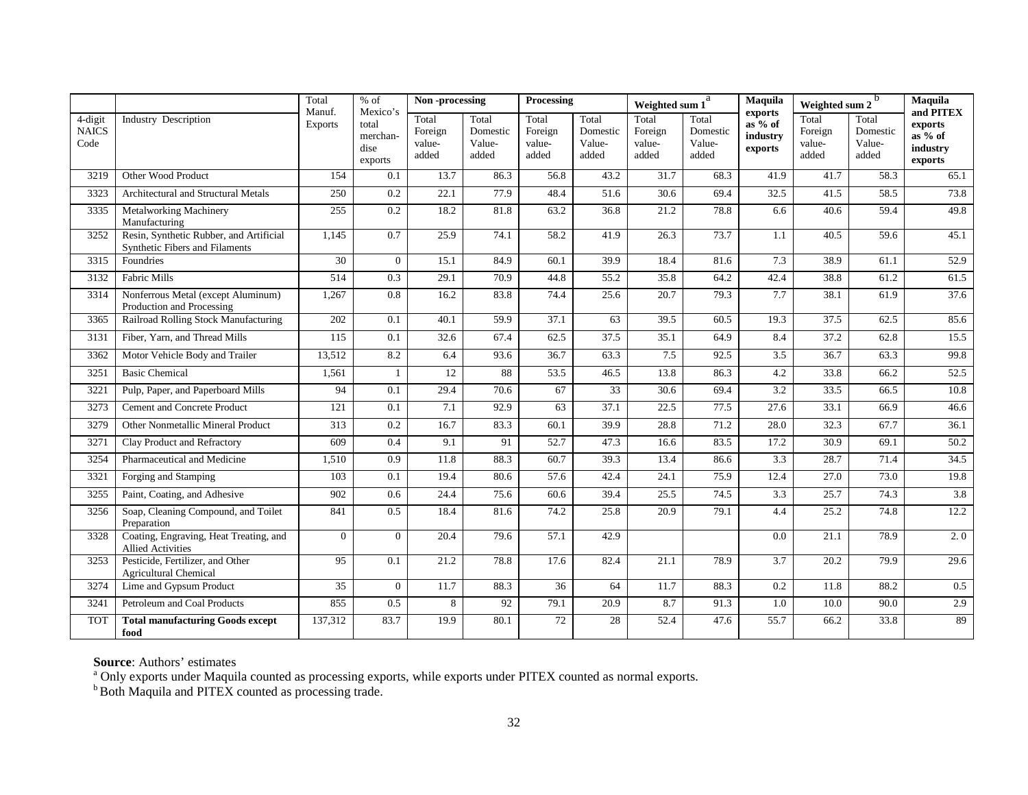| 4-digit NAICS Code | Industry Description | Total Manuf. Exports | % of Mexico's total merchan-dise exports | Non -processing | | Processing | | Weighted sum 1[a] | | Maquila exports as % of industry exports | Weighted sum 2[b] | | Maquila and PITEX exports as % of industry exports |
|---|---|---|---|---|---|---|---|---|---|---|---|---|---|
| | | | | Total Foreign value-added | Total Domestic Value-added | Total Foreign value-added | Total Domestic Value-added | Total Foreign value-added | Total Domestic Value-added | | Total Foreign value-added | Total Domestic Value-added | |
| 3219 | Other Wood Product | 154 | 0.1 | 13.7 | 86.3 | 56.8 | 43.2 | 31.7 | 68.3 | 41.9 | 41.7 | 58.3 | 65.1 |
| 3323 | Architectural and Structural Metals | 250 | 0.2 | 22.1 | 77.9 | 48.4 | 51.6 | 30.6 | 69.4 | 32.5 | 41.5 | 58.5 | 73.8 |
| 3335 | Metalworking Machinery Manufacturing | 255 | 0.2 | 18.2 | 81.8 | 63.2 | 36.8 | 21.2 | 78.8 | 6.6 | 40.6 | 59.4 | 49.8 |
| 3252 | Resin, Synthetic Rubber, and Artificial Synthetic Fibers and Filaments | 1,145 | 0.7 | 25.9 | 74.1 | 58.2 | 41.9 | 26.3 | 73.7 | 1.1 | 40.5 | 59.6 | 45.1 |
| 3315 | Foundries | 30 | 0 | 15.1 | 84.9 | 60.1 | 39.9 | 18.4 | 81.6 | 7.3 | 38.9 | 61.1 | 52.9 |
| 3132 | Fabric Mills | 514 | 0.3 | 29.1 | 70.9 | 44.8 | 55.2 | 35.8 | 64.2 | 42.4 | 38.8 | 61.2 | 61.5 |
| 3314 | Nonferrous Metal (except Aluminum) Production and Processing | 1,267 | 0.8 | 16.2 | 83.8 | 74.4 | 25.6 | 20.7 | 79.3 | 7.7 | 38.1 | 61.9 | 37.6 |
| 3365 | Railroad Rolling Stock Manufacturing | 202 | 0.1 | 40.1 | 59.9 | 37.1 | 63 | 39.5 | 60.5 | 19.3 | 37.5 | 62.5 | 85.6 |
| 3131 | Fiber, Yarn, and Thread Mills | 115 | 0.1 | 32.6 | 67.4 | 62.5 | 37.5 | 35.1 | 64.9 | 8.4 | 37.2 | 62.8 | 15.5 |
| 3362 | Motor Vehicle Body and Trailer | 13,512 | 8.2 | 6.4 | 93.6 | 36.7 | 63.3 | 7.5 | 92.5 | 3.5 | 36.7 | 63.3 | 99.8 |
| 3251 | Basic Chemical | 1,561 | 1 | 12 | 88 | 53.5 | 46.5 | 13.8 | 86.3 | 4.2 | 33.8 | 66.2 | 52.5 |
| 3221 | Pulp, Paper, and Paperboard Mills | 94 | 0.1 | 29.4 | 70.6 | 67 | 33 | 30.6 | 69.4 | 3.2 | 33.5 | 66.5 | 10.8 |
| 3273 | Cement and Concrete Product | 121 | 0.1 | 7.1 | 92.9 | 63 | 37.1 | 22.5 | 77.5 | 27.6 | 33.1 | 66.9 | 46.6 |
| 3279 | Other Nonmetallic Mineral Product | 313 | 0.2 | 16.7 | 83.3 | 60.1 | 39.9 | 28.8 | 71.2 | 28.0 | 32.3 | 67.7 | 36.1 |
| 3271 | Clay Product and Refractory | 609 | 0.4 | 9.1 | 91 | 52.7 | 47.3 | 16.6 | 83.5 | 17.2 | 30.9 | 69.1 | 50.2 |
| 3254 | Pharmaceutical and Medicine | 1,510 | 0.9 | 11.8 | 88.3 | 60.7 | 39.3 | 13.4 | 86.6 | 3.3 | 28.7 | 71.4 | 34.5 |
| 3321 | Forging and Stamping | 103 | 0.1 | 19.4 | 80.6 | 57.6 | 42.4 | 24.1 | 75.9 | 12.4 | 27.0 | 73.0 | 19.8 |
| 3255 | Paint, Coating, and Adhesive | 902 | 0.6 | 24.4 | 75.6 | 60.6 | 39.4 | 25.5 | 74.5 | 3.3 | 25.7 | 74.3 | 3.8 |
| 3256 | Soap, Cleaning Compound, and Toilet Preparation | 841 | 0.5 | 18.4 | 81.6 | 74.2 | 25.8 | 20.9 | 79.1 | 4.4 | 25.2 | 74.8 | 12.2 |
| 3328 | Coating, Engraving, Heat Treating, and Allied Activities | 0 | 0 | 20.4 | 79.6 | 57.1 | 42.9 | | | 0.0 | 21.1 | 78.9 | 2. 0 |
| 3253 | Pesticide, Fertilizer, and Other Agricultural Chemical | 95 | 0.1 | 21.2 | 78.8 | 17.6 | 82.4 | 21.1 | 78.9 | 3.7 | 20.2 | 79.9 | 29.6 |
| 3274 | Lime and Gypsum Product | 35 | 0 | 11.7 | 88.3 | 36 | 64 | 11.7 | 88.3 | 0.2 | 11.8 | 88.2 | 0.5 |
| 3241 | Petroleum and Coal Products | 855 | 0.5 | 8 | 92 | 79.1 | 20.9 | 8.7 | 91.3 | 1.0 | 10.0 | 90.0 | 2.9 |
| TOT | **Total manufacturing Goods except food** | 137,312 | 83.7 | 19.9 | 80.1 | 72 | 28 | 52.4 | 47.6 | 55.7 | 66.2 | 33.8 | 89 |

**Source**: Authors' estimates

[a] Only exports under Maquila counted as processing exports, while exports under PITEX counted as normal exports.

[b] Both Maquila and PITEX counted as processing trade.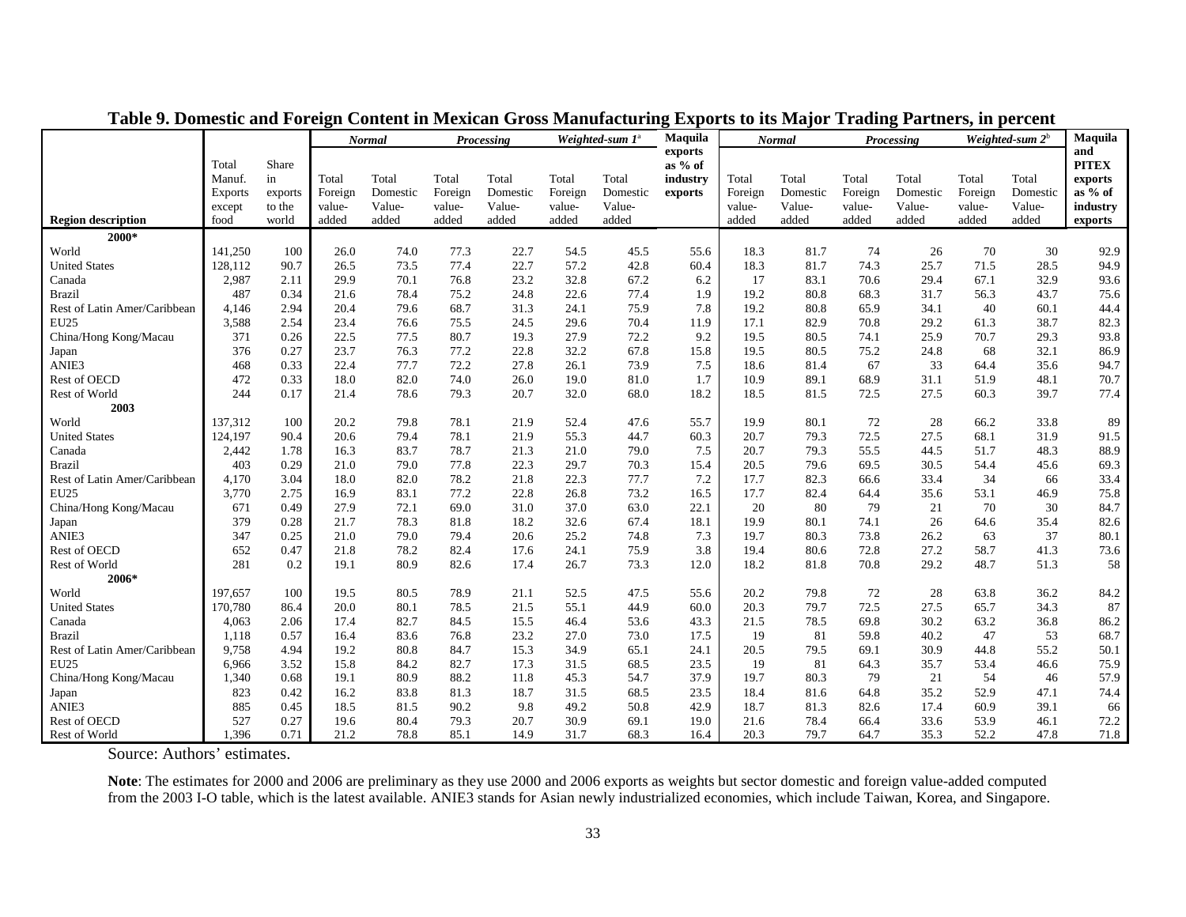# Table 9. Domestic and Foreign Content in Mexican Gross Manufacturing Exports to its Major Trading Partners, in percent

| Region description | Total Manuf. Exports except food | Share in exports to the world | *Normal* Total Foreign value-added | *Normal* Total Domestic Value-added | *Processing* Total Foreign value-added | *Processing* Total Domestic Value-added | *Weighted-sum 1*[a] Total Foreign value-added | *Weighted-sum 1*[a] Total Domestic Value-added | Maquila exports as % of industry exports | *Normal* Total Foreign value-added | *Normal* Total Domestic Value-added | *Processing* Total Foreign value-added | *Processing* Total Domestic Value-added | *Weighted-sum 2*[b] Total Foreign value-added | *Weighted-sum 2*[b] Total Domestic Value-added | Maquila and PITEX exports as % of industry exports |
|---|---|---|---|---|---|---|---|---|---|---|---|---|---|---|---|---|
| **2000*** | | | | | | | | | | | | | | | | |
| World | 141,250 | 100 | 26.0 | 74.0 | 77.3 | 22.7 | 54.5 | 45.5 | 55.6 | 18.3 | 81.7 | 74 | 26 | 70 | 30 | 92.9 |
| United States | 128,112 | 90.7 | 26.5 | 73.5 | 77.4 | 22.7 | 57.2 | 42.8 | 60.4 | 18.3 | 81.7 | 74.3 | 25.7 | 71.5 | 28.5 | 94.9 |
| Canada | 2,987 | 2.11 | 29.9 | 70.1 | 76.8 | 23.2 | 32.8 | 67.2 | 6.2 | 17 | 83.1 | 70.6 | 29.4 | 67.1 | 32.9 | 93.6 |
| Brazil | 487 | 0.34 | 21.6 | 78.4 | 75.2 | 24.8 | 22.6 | 77.4 | 1.9 | 19.2 | 80.8 | 68.3 | 31.7 | 56.3 | 43.7 | 75.6 |
| Rest of Latin Amer/Caribbean | 4,146 | 2.94 | 20.4 | 79.6 | 68.7 | 31.3 | 24.1 | 75.9 | 7.8 | 19.2 | 80.8 | 65.9 | 34.1 | 40 | 60.1 | 44.4 |
| EU25 | 3,588 | 2.54 | 23.4 | 76.6 | 75.5 | 24.5 | 29.6 | 70.4 | 11.9 | 17.1 | 82.9 | 70.8 | 29.2 | 61.3 | 38.7 | 82.3 |
| China/Hong Kong/Macau | 371 | 0.26 | 22.5 | 77.5 | 80.7 | 19.3 | 27.9 | 72.2 | 9.2 | 19.5 | 80.5 | 74.1 | 25.9 | 70.7 | 29.3 | 93.8 |
| Japan | 376 | 0.27 | 23.7 | 76.3 | 77.2 | 22.8 | 32.2 | 67.8 | 15.8 | 19.5 | 80.5 | 75.2 | 24.8 | 68 | 32.1 | 86.9 |
| ANIE3 | 468 | 0.33 | 22.4 | 77.7 | 72.2 | 27.8 | 26.1 | 73.9 | 7.5 | 18.6 | 81.4 | 67 | 33 | 64.4 | 35.6 | 94.7 |
| Rest of OECD | 472 | 0.33 | 18.0 | 82.0 | 74.0 | 26.0 | 19.0 | 81.0 | 1.7 | 10.9 | 89.1 | 68.9 | 31.1 | 51.9 | 48.1 | 70.7 |
| Rest of World | 244 | 0.17 | 21.4 | 78.6 | 79.3 | 20.7 | 32.0 | 68.0 | 18.2 | 18.5 | 81.5 | 72.5 | 27.5 | 60.3 | 39.7 | 77.4 |
| **2003** | | | | | | | | | | | | | | | | |
| World | 137,312 | 100 | 20.2 | 79.8 | 78.1 | 21.9 | 52.4 | 47.6 | 55.7 | 19.9 | 80.1 | 72 | 28 | 66.2 | 33.8 | 89 |
| United States | 124,197 | 90.4 | 20.6 | 79.4 | 78.1 | 21.9 | 55.3 | 44.7 | 60.3 | 20.7 | 79.3 | 72.5 | 27.5 | 68.1 | 31.9 | 91.5 |
| Canada | 2,442 | 1.78 | 16.3 | 83.7 | 78.7 | 21.3 | 21.0 | 79.0 | 7.5 | 20.7 | 79.3 | 55.5 | 44.5 | 51.7 | 48.3 | 88.9 |
| Brazil | 403 | 0.29 | 21.0 | 79.0 | 77.8 | 22.3 | 29.7 | 70.3 | 15.4 | 20.5 | 79.6 | 69.5 | 30.5 | 54.4 | 45.6 | 69.3 |
| Rest of Latin Amer/Caribbean | 4,170 | 3.04 | 18.0 | 82.0 | 78.2 | 21.8 | 22.3 | 77.7 | 7.2 | 17.7 | 82.3 | 66.6 | 33.4 | 34 | 66 | 33.4 |
| EU25 | 3,770 | 2.75 | 16.9 | 83.1 | 77.2 | 22.8 | 26.8 | 73.2 | 16.5 | 17.7 | 82.4 | 64.4 | 35.6 | 53.1 | 46.9 | 75.8 |
| China/Hong Kong/Macau | 671 | 0.49 | 27.9 | 72.1 | 69.0 | 31.0 | 37.0 | 63.0 | 22.1 | 20 | 80 | 79 | 21 | 70 | 30 | 84.7 |
| Japan | 379 | 0.28 | 21.7 | 78.3 | 81.8 | 18.2 | 32.6 | 67.4 | 18.1 | 19.9 | 80.1 | 74.1 | 26 | 64.6 | 35.4 | 82.6 |
| ANIE3 | 347 | 0.25 | 21.0 | 79.0 | 79.4 | 20.6 | 25.2 | 74.8 | 7.3 | 19.7 | 80.3 | 73.8 | 26.2 | 63 | 37 | 80.1 |
| Rest of OECD | 652 | 0.47 | 21.8 | 78.2 | 82.4 | 17.6 | 24.1 | 75.9 | 3.8 | 19.4 | 80.6 | 72.8 | 27.2 | 58.7 | 41.3 | 73.6 |
| Rest of World | 281 | 0.2 | 19.1 | 80.9 | 82.6 | 17.4 | 26.7 | 73.3 | 12.0 | 18.2 | 81.8 | 70.8 | 29.2 | 48.7 | 51.3 | 58 |
| **2006*** | | | | | | | | | | | | | | | | |
| World | 197,657 | 100 | 19.5 | 80.5 | 78.9 | 21.1 | 52.5 | 47.5 | 55.6 | 20.2 | 79.8 | 72 | 28 | 63.8 | 36.2 | 84.2 |
| United States | 170,780 | 86.4 | 20.0 | 80.1 | 78.5 | 21.5 | 55.1 | 44.9 | 60.0 | 20.3 | 79.7 | 72.5 | 27.5 | 65.7 | 34.3 | 87 |
| Canada | 4,063 | 2.06 | 17.4 | 82.7 | 84.5 | 15.5 | 46.4 | 53.6 | 43.3 | 21.5 | 78.5 | 69.8 | 30.2 | 63.2 | 36.8 | 86.2 |
| Brazil | 1,118 | 0.57 | 16.4 | 83.6 | 76.8 | 23.2 | 27.0 | 73.0 | 17.5 | 19 | 81 | 59.8 | 40.2 | 47 | 53 | 68.7 |
| Rest of Latin Amer/Caribbean | 9,758 | 4.94 | 19.2 | 80.8 | 84.7 | 15.3 | 34.9 | 65.1 | 24.1 | 20.5 | 79.5 | 69.1 | 30.9 | 44.8 | 55.2 | 50.1 |
| EU25 | 6,966 | 3.52 | 15.8 | 84.2 | 82.7 | 17.3 | 31.5 | 68.5 | 23.5 | 19 | 81 | 64.3 | 35.7 | 53.4 | 46.6 | 75.9 |
| China/Hong Kong/Macau | 1,340 | 0.68 | 19.1 | 80.9 | 88.2 | 11.8 | 45.3 | 54.7 | 37.9 | 19.7 | 80.3 | 79 | 21 | 54 | 46 | 57.9 |
| Japan | 823 | 0.42 | 16.2 | 83.8 | 81.3 | 18.7 | 31.5 | 68.5 | 23.5 | 18.4 | 81.6 | 64.8 | 35.2 | 52.9 | 47.1 | 74.4 |
| ANIE3 | 885 | 0.45 | 18.5 | 81.5 | 90.2 | 9.8 | 49.2 | 50.8 | 42.9 | 18.7 | 81.3 | 82.6 | 17.4 | 60.9 | 39.1 | 66 |
| Rest of OECD | 527 | 0.27 | 19.6 | 80.4 | 79.3 | 20.7 | 30.9 | 69.1 | 19.0 | 21.6 | 78.4 | 66.4 | 33.6 | 53.9 | 46.1 | 72.2 |
| Rest of World | 1,396 | 0.71 | 21.2 | 78.8 | 85.1 | 14.9 | 31.7 | 68.3 | 16.4 | 20.3 | 79.7 | 64.7 | 35.3 | 52.2 | 47.8 | 71.8 |

Source: Authors' estimates.

**Note**: The estimates for 2000 and 2006 are preliminary as they use 2000 and 2006 exports as weights but sector domestic and foreign value-added computed from the 2003 I-O table, which is the latest available. ANIE3 stands for Asian newly industrialized economies, which include Taiwan, Korea, and Singapore.